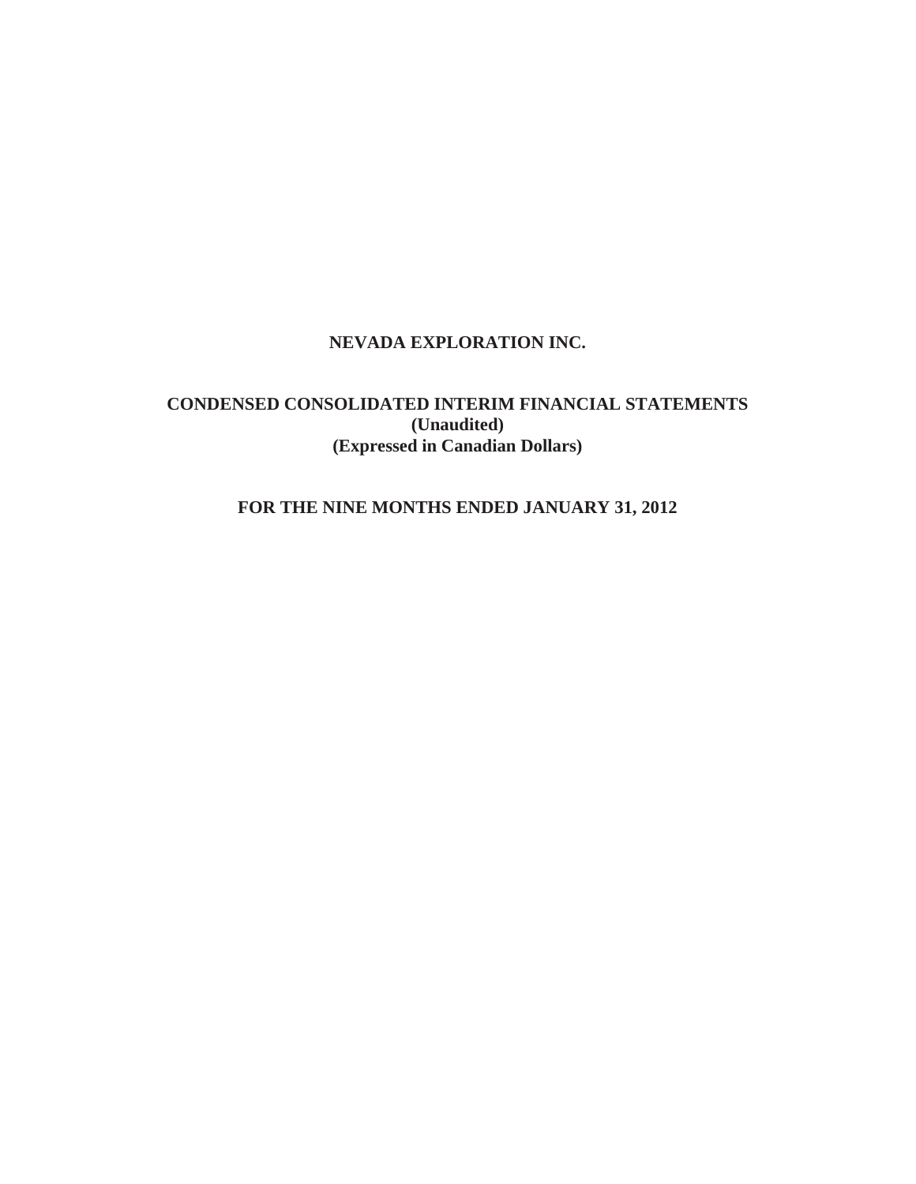# NEVADA EXPLORATION INC.

## CONDENSED CONSOLIDATED INTERIM FINANCIAL STATEMENTS
**(Unaudited)**
**(Expressed in Canadian Dollars)**

## FOR THE NINE MONTHS ENDED JANUARY 31, 2012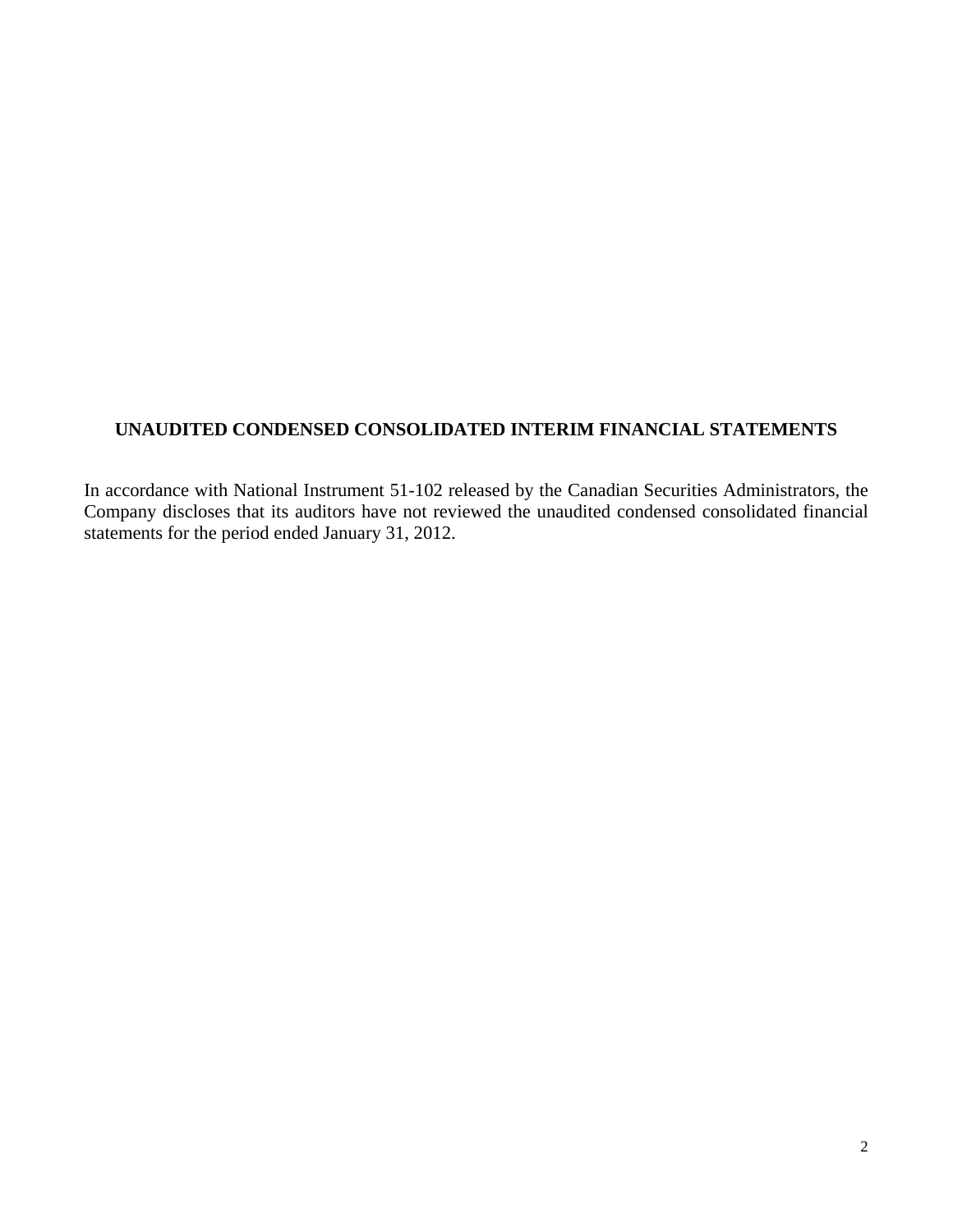## UNAUDITED CONDENSED CONSOLIDATED INTERIM FINANCIAL STATEMENTS

In accordance with National Instrument 51-102 released by the Canadian Securities Administrators, the Company discloses that its auditors have not reviewed the unaudited condensed consolidated financial statements for the period ended January 31, 2012.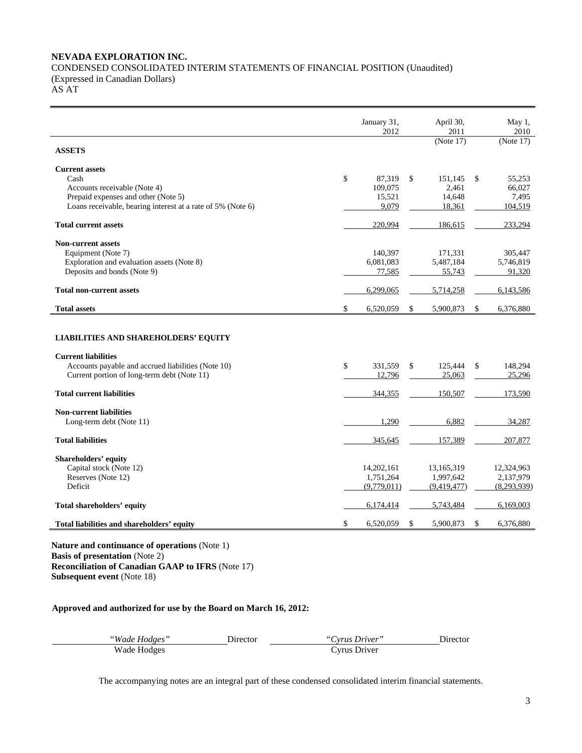**NEVADA EXPLORATION INC.**

CONDENSED CONSOLIDATED INTERIM STATEMENTS OF FINANCIAL POSITION (Unaudited)
(Expressed in Canadian Dollars)
AS AT

| | January 31, 2012 | April 30, 2011 (Note 17) | May 1, 2010 (Note 17) |
|---|---|---|---|
| **ASSETS** | | | |
| **Current assets** | | | |
| Cash | $ 87,319 | $ 151,145 | $ 55,253 |
| Accounts receivable (Note 4) | 109,075 | 2,461 | 66,027 |
| Prepaid expenses and other (Note 5) | 15,521 | 14,648 | 7,495 |
| Loans receivable, bearing interest at a rate of 5% (Note 6) | 9,079 | 18,361 | 104,519 |
| **Total current assets** | 220,994 | 186,615 | 233,294 |
| **Non-current assets** | | | |
| Equipment (Note 7) | 140,397 | 171,331 | 305,447 |
| Exploration and evaluation assets (Note 8) | 6,081,083 | 5,487,184 | 5,746,819 |
| Deposits and bonds (Note 9) | 77,585 | 55,743 | 91,320 |
| **Total non-current assets** | 6,299,065 | 5,714,258 | 6,143,586 |
| **Total assets** | $ 6,520,059 | $ 5,900,873 | $ 6,376,880 |
| **LIABILITIES AND SHAREHOLDERS' EQUITY** | | | |
| **Current liabilities** | | | |
| Accounts payable and accrued liabilities (Note 10) | $ 331,559 | $ 125,444 | $ 148,294 |
| Current portion of long-term debt (Note 11) | 12,796 | 25,063 | 25,296 |
| **Total current liabilities** | 344,355 | 150,507 | 173,590 |
| **Non-current liabilities** | | | |
| Long-term debt (Note 11) | 1,290 | 6,882 | 34,287 |
| **Total liabilities** | 345,645 | 157,389 | 207,877 |
| **Shareholders' equity** | | | |
| Capital stock (Note 12) | 14,202,161 | 13,165,319 | 12,324,963 |
| Reserves (Note 12) | 1,751,264 | 1,997,642 | 2,137,979 |
| Deficit | (9,779,011) | (9,419,477) | (8,293,939) |
| **Total shareholders' equity** | 6,174,414 | 5,743,484 | 6,169,003 |
| **Total liabilities and shareholders' equity** | $ 6,520,059 | $ 5,900,873 | $ 6,376,880 |

**Nature and continuance of operations** (Note 1)
**Basis of presentation** (Note 2)
**Reconciliation of Canadian GAAP to IFRS** (Note 17)
**Subsequent event** (Note 18)

**Approved and authorized for use by the Board on March 16, 2012:**

| *"Wade Hodges"* Director | *"Cyrus Driver"* Director |
|---|---|
| Wade Hodges | Cyrus Driver |

The accompanying notes are an integral part of these condensed consolidated interim financial statements.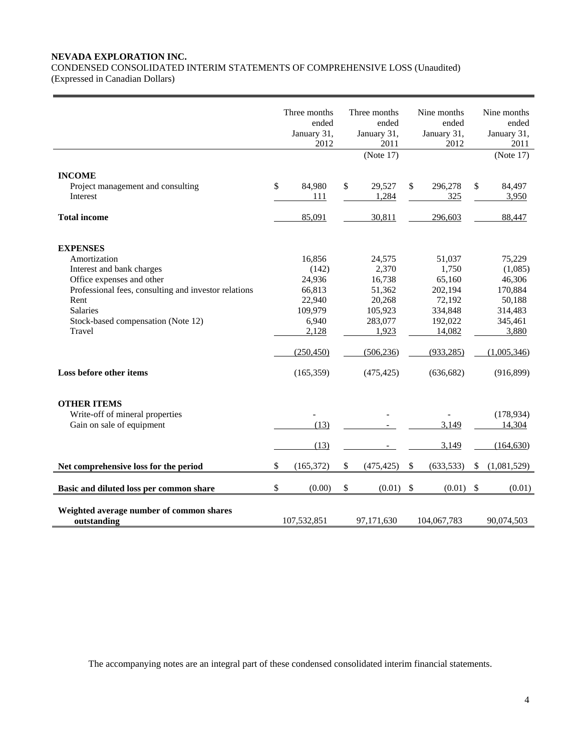**NEVADA EXPLORATION INC.**

CONDENSED CONSOLIDATED INTERIM STATEMENTS OF COMPREHENSIVE LOSS (Unaudited)

(Expressed in Canadian Dollars)

| | Three months ended January 31, 2012 | Three months ended January 31, 2011 | Nine months ended January 31, 2012 | Nine months ended January 31, 2011 |
|---|---|---|---|---|
| | | (Note 17) | | (Note 17) |
| **INCOME** | | | | |
| Project management and consulting | $ 84,980 | $ 29,527 | $ 296,278 | $ 84,497 |
| Interest | 111 | 1,284 | 325 | 3,950 |
| **Total income** | 85,091 | 30,811 | 296,603 | 88,447 |
| **EXPENSES** | | | | |
| Amortization | 16,856 | 24,575 | 51,037 | 75,229 |
| Interest and bank charges | (142) | 2,370 | 1,750 | (1,085) |
| Office expenses and other | 24,936 | 16,738 | 65,160 | 46,306 |
| Professional fees, consulting and investor relations | 66,813 | 51,362 | 202,194 | 170,884 |
| Rent | 22,940 | 20,268 | 72,192 | 50,188 |
| Salaries | 109,979 | 105,923 | 334,848 | 314,483 |
| Stock-based compensation (Note 12) | 6,940 | 283,077 | 192,022 | 345,461 |
| Travel | 2,128 | 1,923 | 14,082 | 3,880 |
| | (250,450) | (506,236) | (933,285) | (1,005,346) |
| **Loss before other items** | (165,359) | (475,425) | (636,682) | (916,899) |
| **OTHER ITEMS** | | | | |
| Write-off of mineral properties | - | - | - | (178,934) |
| Gain on sale of equipment | (13) | - | 3,149 | 14,304 |
| | (13) | - | 3,149 | (164,630) |
| **Net comprehensive loss for the period** | $ (165,372) | $ (475,425) | $ (633,533) | $ (1,081,529) |
| **Basic and diluted loss per common share** | $ (0.00) | $ (0.01) | $ (0.01) | $ (0.01) |
| **Weighted average number of common shares outstanding** | 107,532,851 | 97,171,630 | 104,067,783 | 90,074,503 |

The accompanying notes are an integral part of these condensed consolidated interim financial statements.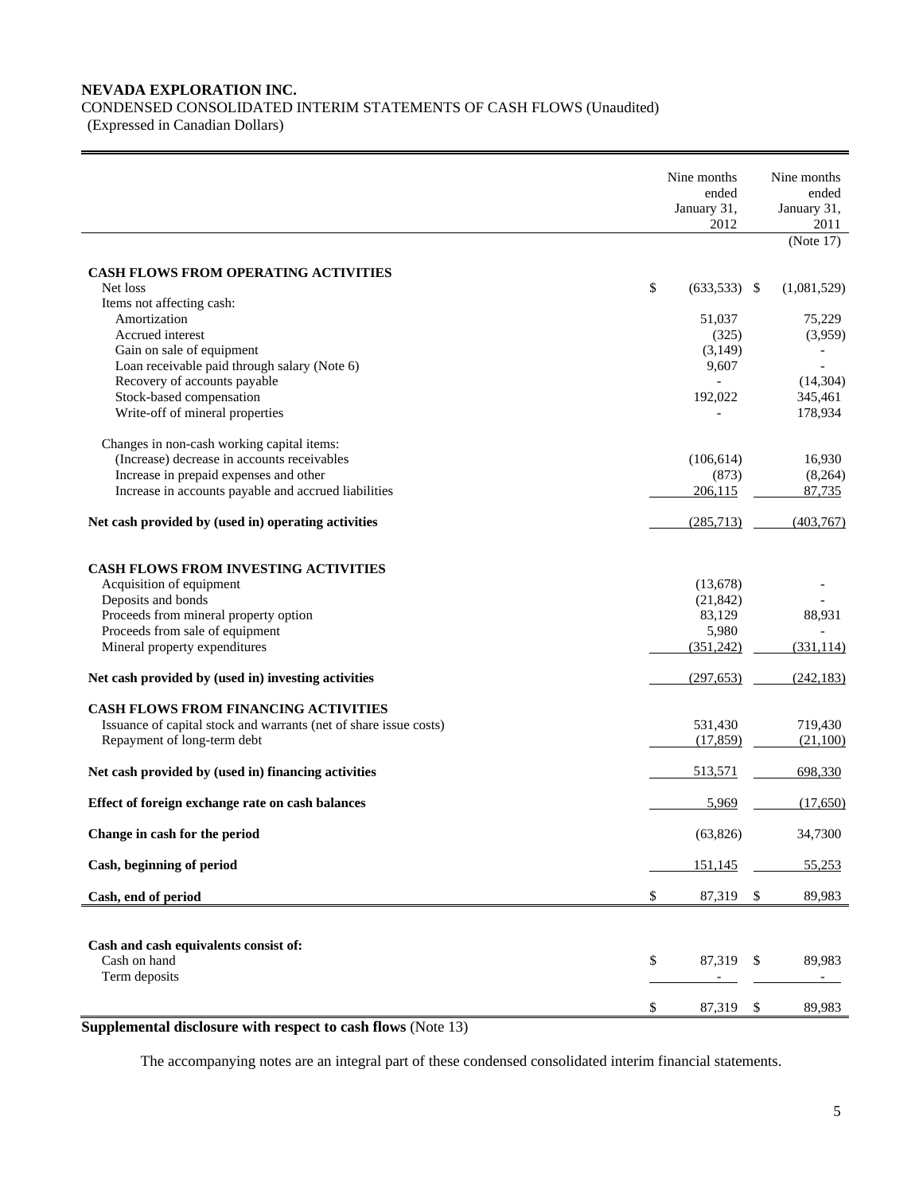**NEVADA EXPLORATION INC.**

CONDENSED CONSOLIDATED INTERIM STATEMENTS OF CASH FLOWS (Unaudited)

(Expressed in Canadian Dollars)

| | Nine months ended January 31, 2012 | Nine months ended January 31, 2011 (Note 17) |
|---|---|---|
| **CASH FLOWS FROM OPERATING ACTIVITIES** | | |
| Net loss | $ (633,533) | $ (1,081,529) |
| Items not affecting cash: | | |
| Amortization | 51,037 | 75,229 |
| Accrued interest | (325) | (3,959) |
| Gain on sale of equipment | (3,149) | - |
| Loan receivable paid through salary (Note 6) | 9,607 | - |
| Recovery of accounts payable | - | (14,304) |
| Stock-based compensation | 192,022 | 345,461 |
| Write-off of mineral properties | - | 178,934 |
| Changes in non-cash working capital items: | | |
| (Increase) decrease in accounts receivables | (106,614) | 16,930 |
| Increase in prepaid expenses and other | (873) | (8,264) |
| Increase in accounts payable and accrued liabilities | 206,115 | 87,735 |
| **Net cash provided by (used in) operating activities** | (285,713) | (403,767) |
| **CASH FLOWS FROM INVESTING ACTIVITIES** | | |
| Acquisition of equipment | (13,678) | - |
| Deposits and bonds | (21,842) | - |
| Proceeds from mineral property option | 83,129 | 88,931 |
| Proceeds from sale of equipment | 5,980 | - |
| Mineral property expenditures | (351,242) | (331,114) |
| **Net cash provided by (used in) investing activities** | (297,653) | (242,183) |
| **CASH FLOWS FROM FINANCING ACTIVITIES** | | |
| Issuance of capital stock and warrants (net of share issue costs) | 531,430 | 719,430 |
| Repayment of long-term debt | (17,859) | (21,100) |
| **Net cash provided by (used in) financing activities** | 513,571 | 698,330 |
| **Effect of foreign exchange rate on cash balances** | 5,969 | (17,650) |
| **Change in cash for the period** | (63,826) | 34,7300 |
| **Cash, beginning of period** | 151,145 | 55,253 |
| **Cash, end of period** | $ 87,319 | $ 89,983 |

| | | |
|---|---|---|
| **Cash and cash equivalents consist of:** | | |
| Cash on hand | $ 87,319 | $ 89,983 |
| Term deposits | - | - |
| | $ 87,319 | $ 89,983 |

**Supplemental disclosure with respect to cash flows** (Note 13)

The accompanying notes are an integral part of these condensed consolidated interim financial statements.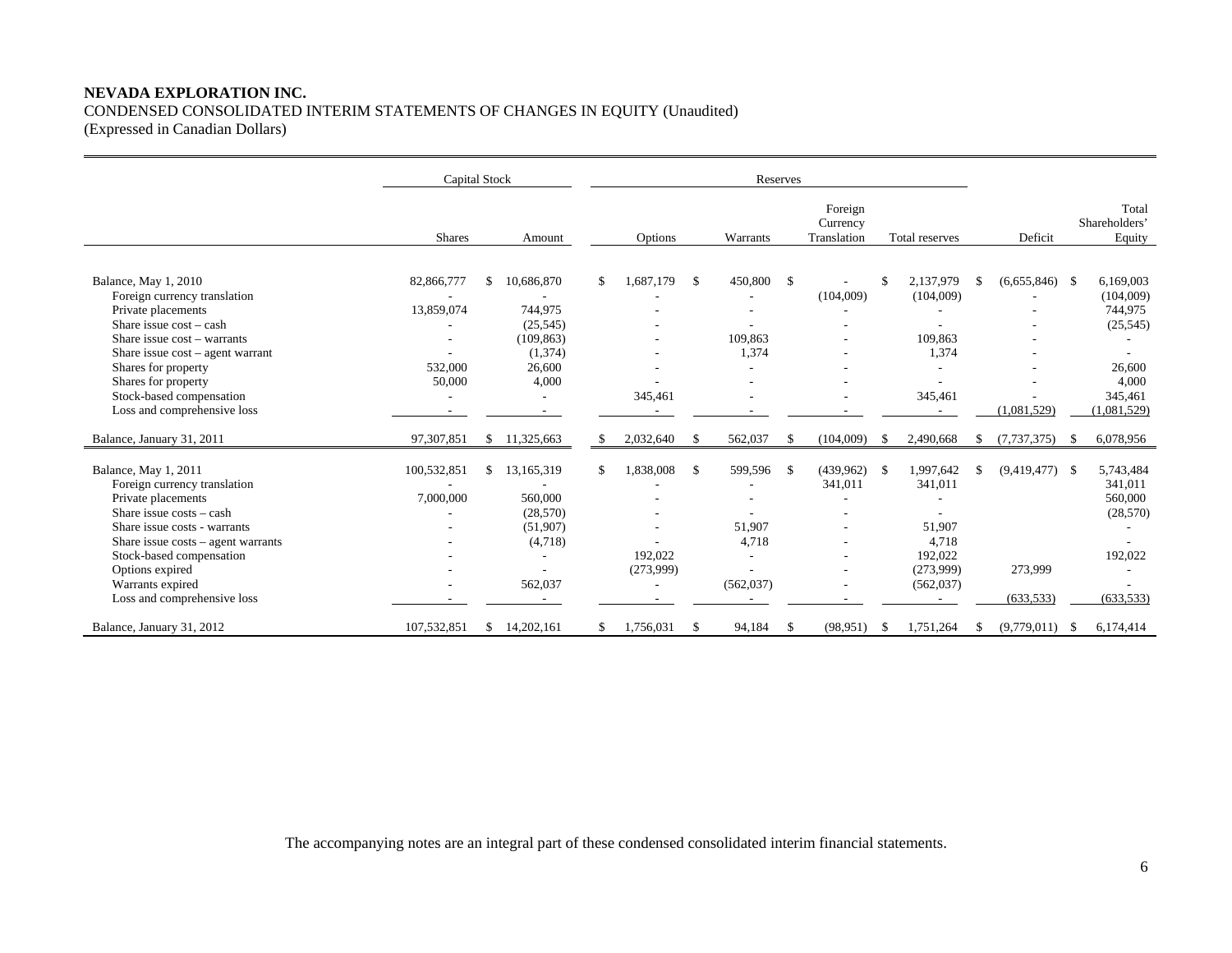**NEVADA EXPLORATION INC.**
CONDENSED CONSOLIDATED INTERIM STATEMENTS OF CHANGES IN EQUITY (Unaudited)
(Expressed in Canadian Dollars)

| | Capital Stock | | Reserves | | | | | |
|---|---|---|---|---|---|---|---|---|
| | Shares | Amount | Options | Warrants | Foreign Currency Translation | Total reserves | Deficit | Total Shareholders' Equity |
| Balance, May 1, 2010 | 82,866,777 | $ 10,686,870 | $ 1,687,179 | $ 450,800 | $ - | $ 2,137,979 | $ (6,655,846) | $ 6,169,003 |
| Foreign currency translation | - | - | - | - | (104,009) | (104,009) | - | (104,009) |
| Private placements | 13,859,074 | 744,975 | - | - | - | - | - | 744,975 |
| Share issue cost – cash | - | (25,545) | - | - | - | - | - | (25,545) |
| Share issue cost – warrants | - | (109,863) | - | 109,863 | - | 109,863 | - | - |
| Share issue cost – agent warrant | - | (1,374) | - | 1,374 | - | 1,374 | - | - |
| Shares for property | 532,000 | 26,600 | - | - | - | - | - | 26,600 |
| Shares for property | 50,000 | 4,000 | - | - | - | - | - | 4,000 |
| Stock-based compensation | - | - | 345,461 | - | - | 345,461 | - | 345,461 |
| Loss and comprehensive loss | - | - | - | - | - | - | (1,081,529) | (1,081,529) |
| Balance, January 31, 2011 | 97,307,851 | $ 11,325,663 | $ 2,032,640 | $ 562,037 | $ (104,009) | $ 2,490,668 | $ (7,737,375) | $ 6,078,956 |
| Balance, May 1, 2011 | 100,532,851 | $ 13,165,319 | $ 1,838,008 | $ 599,596 | $ (439,962) | $ 1,997,642 | $ (9,419,477) | $ 5,743,484 |
| Foreign currency translation | - | - | - | - | 341,011 | 341,011 | | 341,011 |
| Private placements | 7,000,000 | 560,000 | - | - | - | - | | 560,000 |
| Share issue costs – cash | - | (28,570) | - | - | - | - | | (28,570) |
| Share issue costs - warrants | - | (51,907) | - | 51,907 | - | 51,907 | | - |
| Share issue costs – agent warrants | - | (4,718) | - | 4,718 | - | 4,718 | | - |
| Stock-based compensation | - | - | 192,022 | - | - | 192,022 | | 192,022 |
| Options expired | - | - | (273,999) | - | - | (273,999) | 273,999 | - |
| Warrants expired | - | 562,037 | - | (562,037) | - | (562,037) | | - |
| Loss and comprehensive loss | - | - | - | - | - | - | (633,533) | (633,533) |
| Balance, January 31, 2012 | 107,532,851 | $ 14,202,161 | $ 1,756,031 | $ 94,184 | $ (98,951) | $ 1,751,264 | $ (9,779,011) | $ 6,174,414 |

The accompanying notes are an integral part of these condensed consolidated interim financial statements.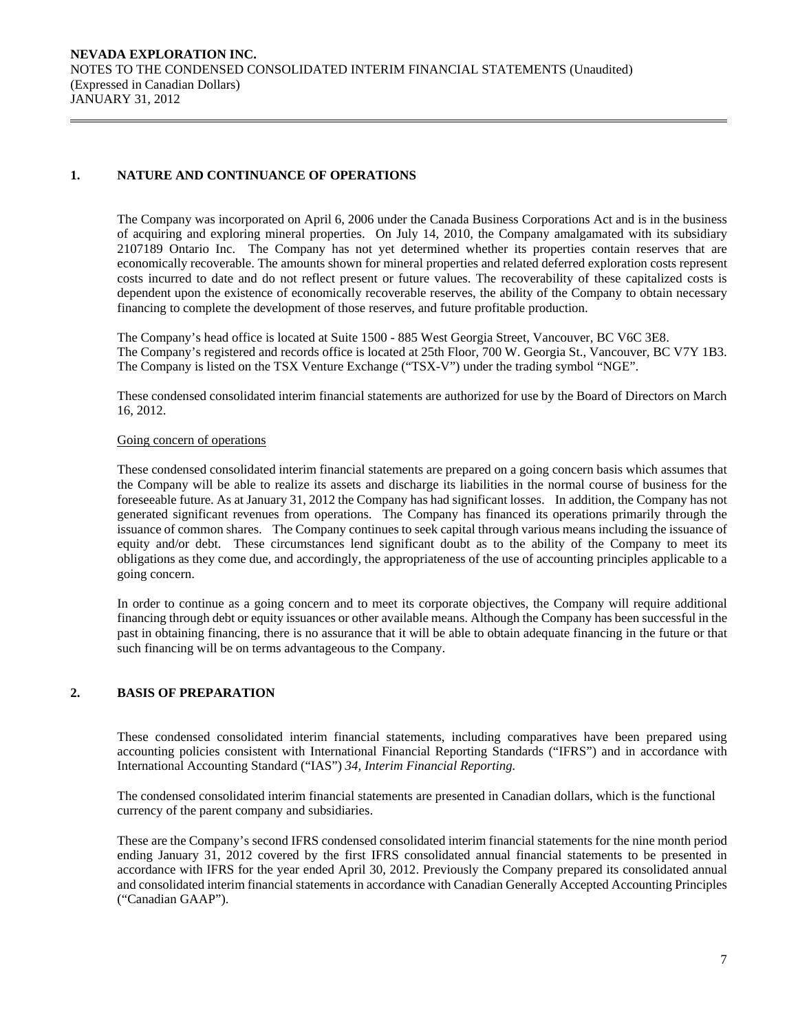## 1. NATURE AND CONTINUANCE OF OPERATIONS

The Company was incorporated on April 6, 2006 under the Canada Business Corporations Act and is in the business of acquiring and exploring mineral properties. On July 14, 2010, the Company amalgamated with its subsidiary 2107189 Ontario Inc. The Company has not yet determined whether its properties contain reserves that are economically recoverable. The amounts shown for mineral properties and related deferred exploration costs represent costs incurred to date and do not reflect present or future values. The recoverability of these capitalized costs is dependent upon the existence of economically recoverable reserves, the ability of the Company to obtain necessary financing to complete the development of those reserves, and future profitable production.

The Company's head office is located at Suite 1500 - 885 West Georgia Street, Vancouver, BC V6C 3E8.
The Company's registered and records office is located at 25th Floor, 700 W. Georgia St., Vancouver, BC V7Y 1B3.
The Company is listed on the TSX Venture Exchange ("TSX-V") under the trading symbol "NGE".

These condensed consolidated interim financial statements are authorized for use by the Board of Directors on March 16, 2012.

Going concern of operations

These condensed consolidated interim financial statements are prepared on a going concern basis which assumes that the Company will be able to realize its assets and discharge its liabilities in the normal course of business for the foreseeable future. As at January 31, 2012 the Company has had significant losses. In addition, the Company has not generated significant revenues from operations. The Company has financed its operations primarily through the issuance of common shares. The Company continues to seek capital through various means including the issuance of equity and/or debt. These circumstances lend significant doubt as to the ability of the Company to meet its obligations as they come due, and accordingly, the appropriateness of the use of accounting principles applicable to a going concern.

In order to continue as a going concern and to meet its corporate objectives, the Company will require additional financing through debt or equity issuances or other available means. Although the Company has been successful in the past in obtaining financing, there is no assurance that it will be able to obtain adequate financing in the future or that such financing will be on terms advantageous to the Company.

## 2. BASIS OF PREPARATION

These condensed consolidated interim financial statements, including comparatives have been prepared using accounting policies consistent with International Financial Reporting Standards ("IFRS") and in accordance with International Accounting Standard ("IAS") *34, Interim Financial Reporting.*

The condensed consolidated interim financial statements are presented in Canadian dollars, which is the functional currency of the parent company and subsidiaries.

These are the Company's second IFRS condensed consolidated interim financial statements for the nine month period ending January 31, 2012 covered by the first IFRS consolidated annual financial statements to be presented in accordance with IFRS for the year ended April 30, 2012. Previously the Company prepared its consolidated annual and consolidated interim financial statements in accordance with Canadian Generally Accepted Accounting Principles ("Canadian GAAP").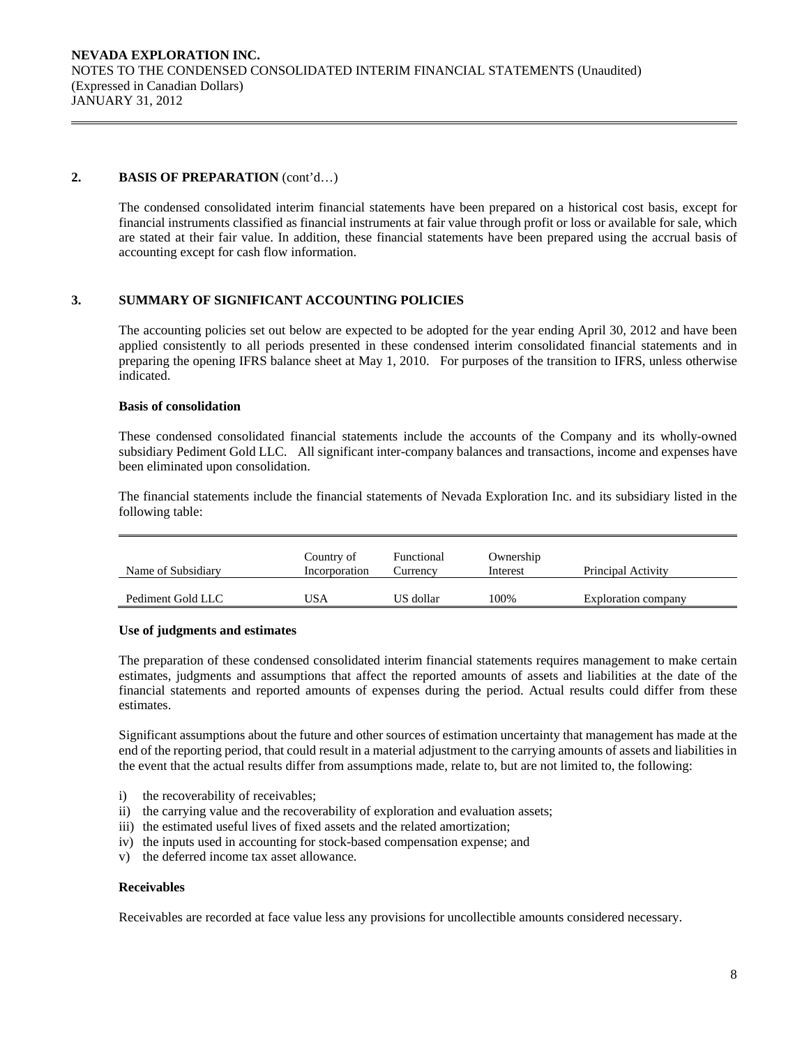## 2. BASIS OF PREPARATION (cont'd…)

The condensed consolidated interim financial statements have been prepared on a historical cost basis, except for financial instruments classified as financial instruments at fair value through profit or loss or available for sale, which are stated at their fair value. In addition, these financial statements have been prepared using the accrual basis of accounting except for cash flow information.

## 3. SUMMARY OF SIGNIFICANT ACCOUNTING POLICIES

The accounting policies set out below are expected to be adopted for the year ending April 30, 2012 and have been applied consistently to all periods presented in these condensed interim consolidated financial statements and in preparing the opening IFRS balance sheet at May 1, 2010. For purposes of the transition to IFRS, unless otherwise indicated.

**Basis of consolidation**

These condensed consolidated financial statements include the accounts of the Company and its wholly-owned subsidiary Pediment Gold LLC. All significant inter-company balances and transactions, income and expenses have been eliminated upon consolidation.

The financial statements include the financial statements of Nevada Exploration Inc. and its subsidiary listed in the following table:

| Name of Subsidiary | Country of Incorporation | Functional Currency | Ownership Interest | Principal Activity |
|---|---|---|---|---|
| Pediment Gold LLC | USA | US dollar | 100% | Exploration company |

**Use of judgments and estimates**

The preparation of these condensed consolidated interim financial statements requires management to make certain estimates, judgments and assumptions that affect the reported amounts of assets and liabilities at the date of the financial statements and reported amounts of expenses during the period. Actual results could differ from these estimates.

Significant assumptions about the future and other sources of estimation uncertainty that management has made at the end of the reporting period, that could result in a material adjustment to the carrying amounts of assets and liabilities in the event that the actual results differ from assumptions made, relate to, but are not limited to, the following:

i) the recoverability of receivables;
ii) the carrying value and the recoverability of exploration and evaluation assets;
iii) the estimated useful lives of fixed assets and the related amortization;
iv) the inputs used in accounting for stock-based compensation expense; and
v) the deferred income tax asset allowance.

**Receivables**

Receivables are recorded at face value less any provisions for uncollectible amounts considered necessary.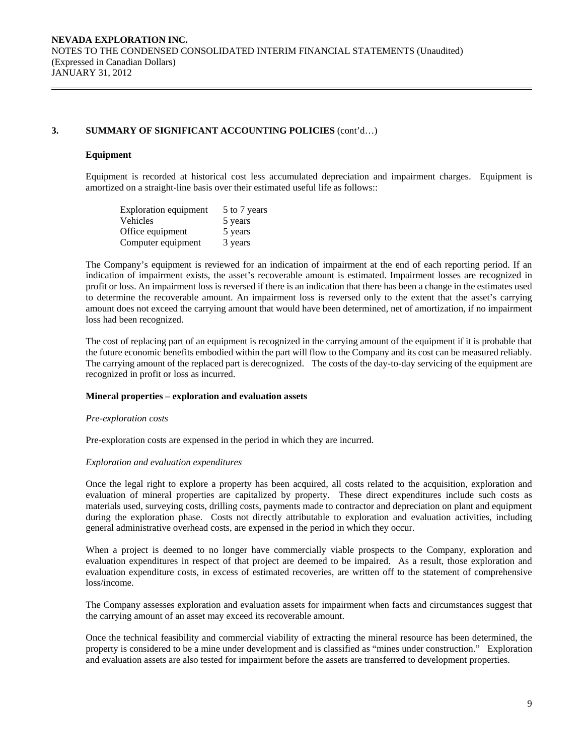## 3. SUMMARY OF SIGNIFICANT ACCOUNTING POLICIES (cont'd…)

### Equipment

Equipment is recorded at historical cost less accumulated depreciation and impairment charges. Equipment is amortized on a straight-line basis over their estimated useful life as follows::

| | |
|---|---|
| Exploration equipment | 5 to 7 years |
| Vehicles | 5 years |
| Office equipment | 5 years |
| Computer equipment | 3 years |

The Company's equipment is reviewed for an indication of impairment at the end of each reporting period. If an indication of impairment exists, the asset's recoverable amount is estimated. Impairment losses are recognized in profit or loss. An impairment loss is reversed if there is an indication that there has been a change in the estimates used to determine the recoverable amount. An impairment loss is reversed only to the extent that the asset's carrying amount does not exceed the carrying amount that would have been determined, net of amortization, if no impairment loss had been recognized.

The cost of replacing part of an equipment is recognized in the carrying amount of the equipment if it is probable that the future economic benefits embodied within the part will flow to the Company and its cost can be measured reliably. The carrying amount of the replaced part is derecognized. The costs of the day-to-day servicing of the equipment are recognized in profit or loss as incurred.

### Mineral properties – exploration and evaluation assets

*Pre-exploration costs*

Pre-exploration costs are expensed in the period in which they are incurred.

*Exploration and evaluation expenditures*

Once the legal right to explore a property has been acquired, all costs related to the acquisition, exploration and evaluation of mineral properties are capitalized by property. These direct expenditures include such costs as materials used, surveying costs, drilling costs, payments made to contractor and depreciation on plant and equipment during the exploration phase. Costs not directly attributable to exploration and evaluation activities, including general administrative overhead costs, are expensed in the period in which they occur.

When a project is deemed to no longer have commercially viable prospects to the Company, exploration and evaluation expenditures in respect of that project are deemed to be impaired. As a result, those exploration and evaluation expenditure costs, in excess of estimated recoveries, are written off to the statement of comprehensive loss/income.

The Company assesses exploration and evaluation assets for impairment when facts and circumstances suggest that the carrying amount of an asset may exceed its recoverable amount.

Once the technical feasibility and commercial viability of extracting the mineral resource has been determined, the property is considered to be a mine under development and is classified as "mines under construction." Exploration and evaluation assets are also tested for impairment before the assets are transferred to development properties.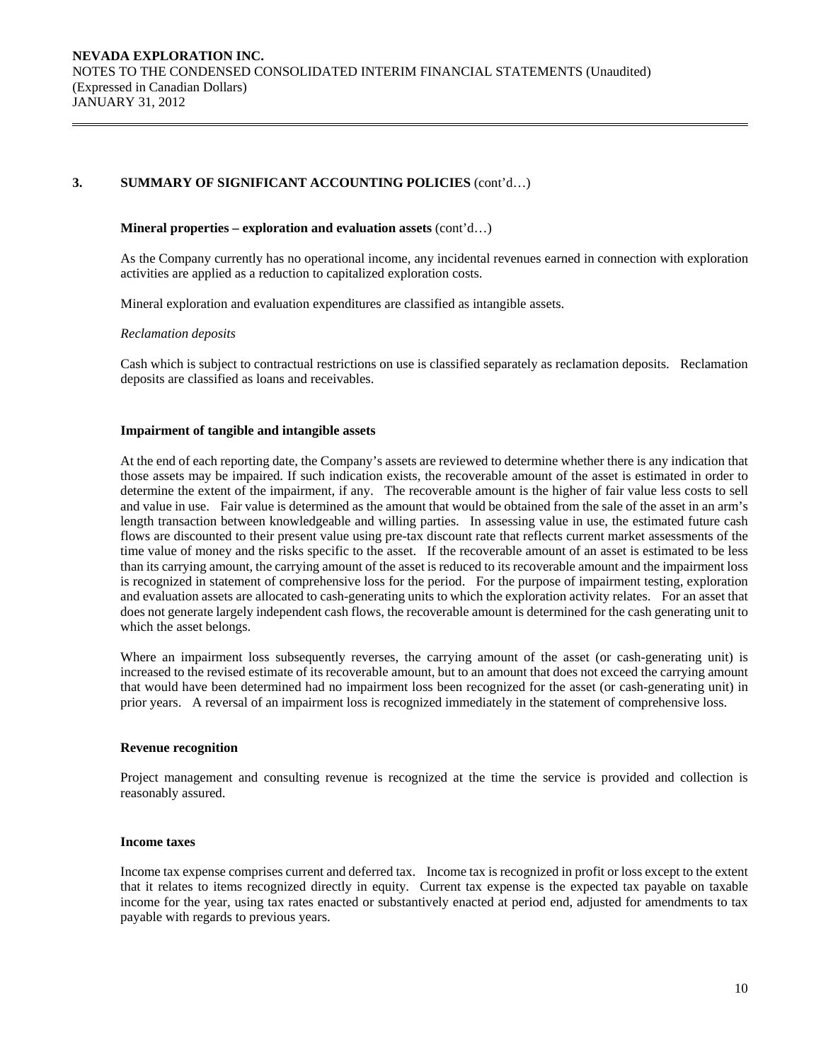## 3. SUMMARY OF SIGNIFICANT ACCOUNTING POLICIES (cont'd…)

**Mineral properties – exploration and evaluation assets** (cont'd…)

As the Company currently has no operational income, any incidental revenues earned in connection with exploration activities are applied as a reduction to capitalized exploration costs.

Mineral exploration and evaluation expenditures are classified as intangible assets.

*Reclamation deposits*

Cash which is subject to contractual restrictions on use is classified separately as reclamation deposits. Reclamation deposits are classified as loans and receivables.

**Impairment of tangible and intangible assets**

At the end of each reporting date, the Company's assets are reviewed to determine whether there is any indication that those assets may be impaired. If such indication exists, the recoverable amount of the asset is estimated in order to determine the extent of the impairment, if any. The recoverable amount is the higher of fair value less costs to sell and value in use. Fair value is determined as the amount that would be obtained from the sale of the asset in an arm's length transaction between knowledgeable and willing parties. In assessing value in use, the estimated future cash flows are discounted to their present value using pre-tax discount rate that reflects current market assessments of the time value of money and the risks specific to the asset. If the recoverable amount of an asset is estimated to be less than its carrying amount, the carrying amount of the asset is reduced to its recoverable amount and the impairment loss is recognized in statement of comprehensive loss for the period. For the purpose of impairment testing, exploration and evaluation assets are allocated to cash-generating units to which the exploration activity relates. For an asset that does not generate largely independent cash flows, the recoverable amount is determined for the cash generating unit to which the asset belongs.

Where an impairment loss subsequently reverses, the carrying amount of the asset (or cash-generating unit) is increased to the revised estimate of its recoverable amount, but to an amount that does not exceed the carrying amount that would have been determined had no impairment loss been recognized for the asset (or cash-generating unit) in prior years. A reversal of an impairment loss is recognized immediately in the statement of comprehensive loss.

**Revenue recognition**

Project management and consulting revenue is recognized at the time the service is provided and collection is reasonably assured.

**Income taxes**

Income tax expense comprises current and deferred tax. Income tax is recognized in profit or loss except to the extent that it relates to items recognized directly in equity. Current tax expense is the expected tax payable on taxable income for the year, using tax rates enacted or substantively enacted at period end, adjusted for amendments to tax payable with regards to previous years.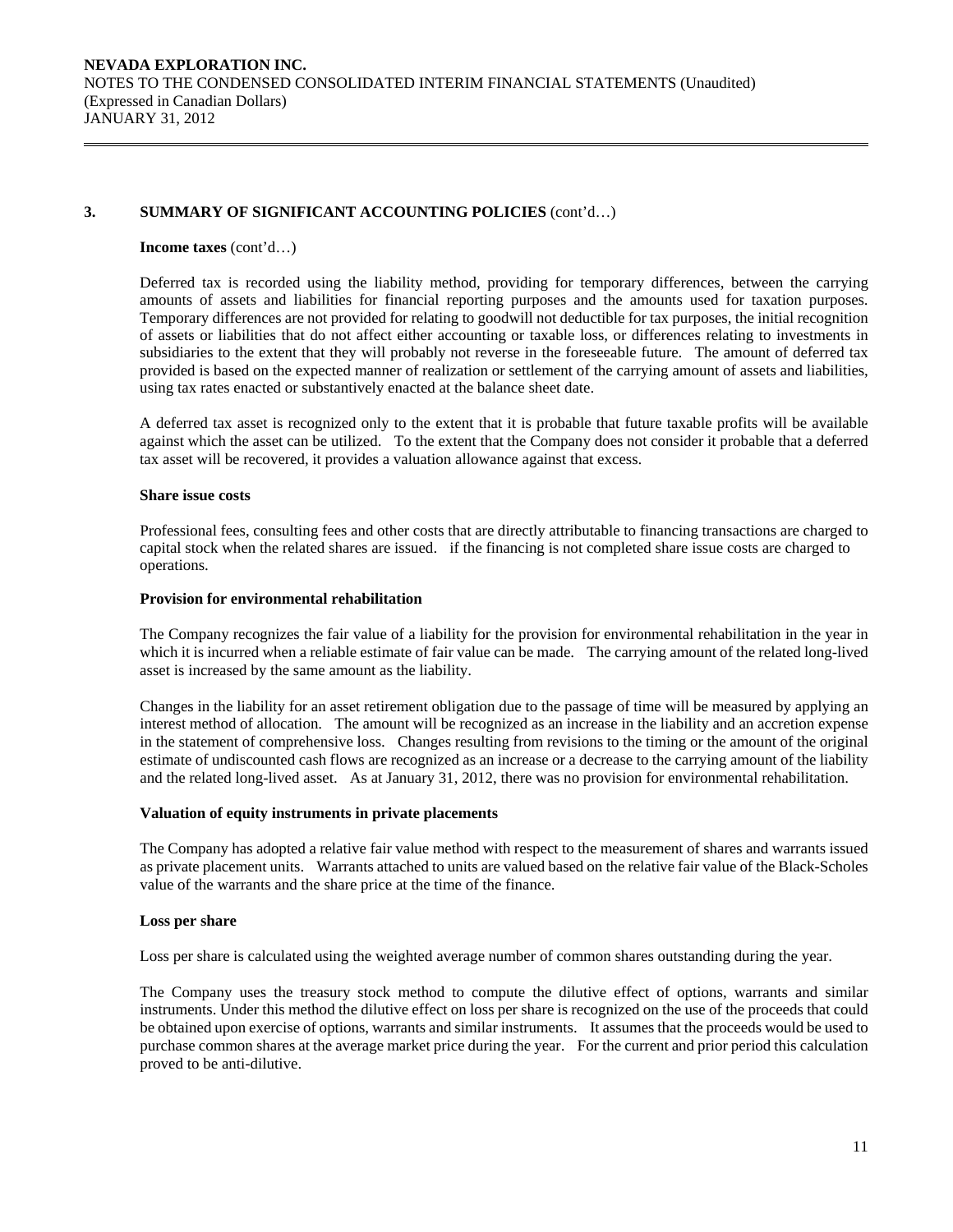## 3. SUMMARY OF SIGNIFICANT ACCOUNTING POLICIES (cont'd…)

**Income taxes** (cont'd…)

Deferred tax is recorded using the liability method, providing for temporary differences, between the carrying amounts of assets and liabilities for financial reporting purposes and the amounts used for taxation purposes. Temporary differences are not provided for relating to goodwill not deductible for tax purposes, the initial recognition of assets or liabilities that do not affect either accounting or taxable loss, or differences relating to investments in subsidiaries to the extent that they will probably not reverse in the foreseeable future. The amount of deferred tax provided is based on the expected manner of realization or settlement of the carrying amount of assets and liabilities, using tax rates enacted or substantively enacted at the balance sheet date.

A deferred tax asset is recognized only to the extent that it is probable that future taxable profits will be available against which the asset can be utilized. To the extent that the Company does not consider it probable that a deferred tax asset will be recovered, it provides a valuation allowance against that excess.

**Share issue costs**

Professional fees, consulting fees and other costs that are directly attributable to financing transactions are charged to capital stock when the related shares are issued. if the financing is not completed share issue costs are charged to operations.

**Provision for environmental rehabilitation**

The Company recognizes the fair value of a liability for the provision for environmental rehabilitation in the year in which it is incurred when a reliable estimate of fair value can be made. The carrying amount of the related long-lived asset is increased by the same amount as the liability.

Changes in the liability for an asset retirement obligation due to the passage of time will be measured by applying an interest method of allocation. The amount will be recognized as an increase in the liability and an accretion expense in the statement of comprehensive loss. Changes resulting from revisions to the timing or the amount of the original estimate of undiscounted cash flows are recognized as an increase or a decrease to the carrying amount of the liability and the related long-lived asset. As at January 31, 2012, there was no provision for environmental rehabilitation.

**Valuation of equity instruments in private placements**

The Company has adopted a relative fair value method with respect to the measurement of shares and warrants issued as private placement units. Warrants attached to units are valued based on the relative fair value of the Black-Scholes value of the warrants and the share price at the time of the finance.

**Loss per share**

Loss per share is calculated using the weighted average number of common shares outstanding during the year.

The Company uses the treasury stock method to compute the dilutive effect of options, warrants and similar instruments. Under this method the dilutive effect on loss per share is recognized on the use of the proceeds that could be obtained upon exercise of options, warrants and similar instruments. It assumes that the proceeds would be used to purchase common shares at the average market price during the year. For the current and prior period this calculation proved to be anti-dilutive.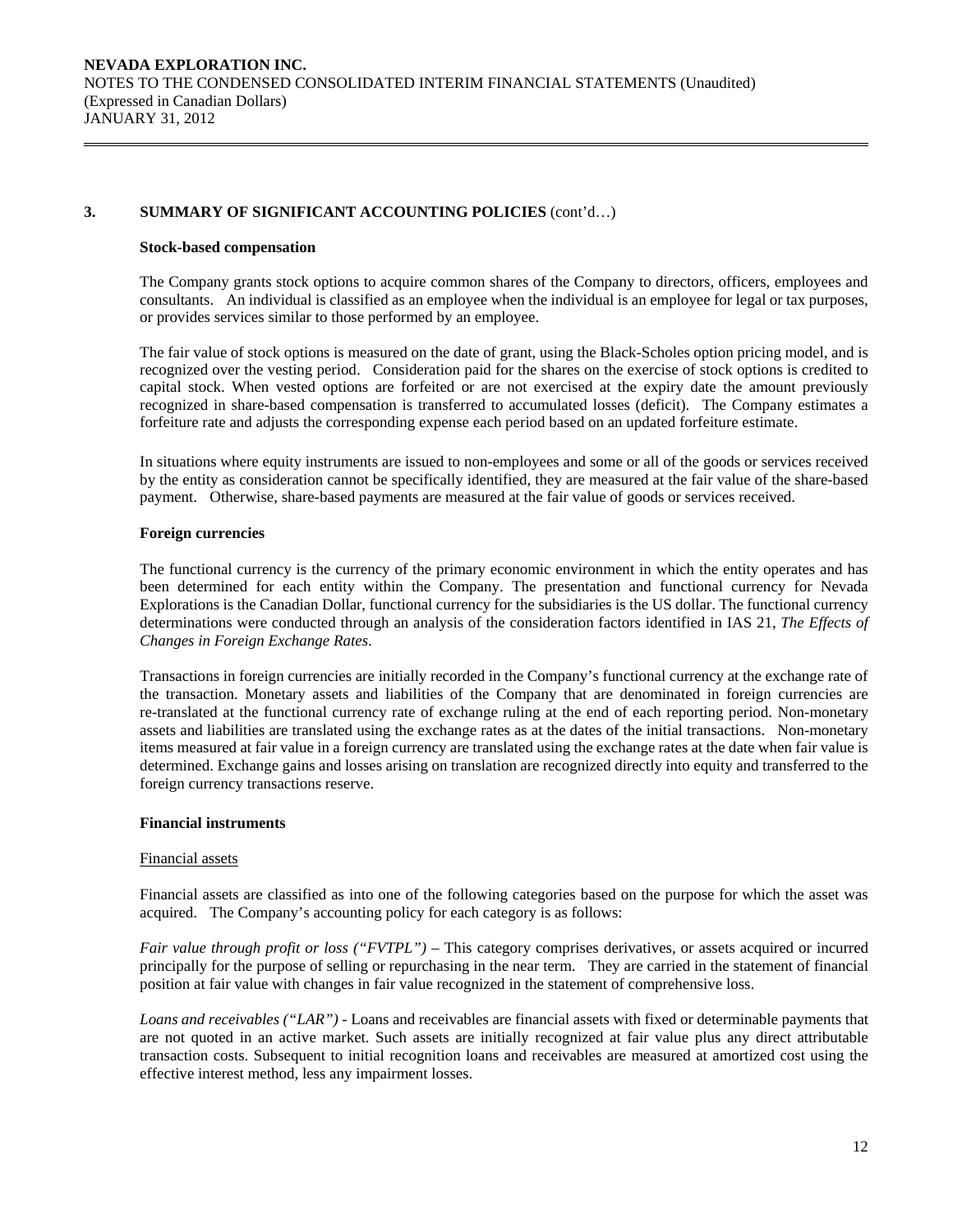## 3. SUMMARY OF SIGNIFICANT ACCOUNTING POLICIES (cont'd…)

### Stock-based compensation

The Company grants stock options to acquire common shares of the Company to directors, officers, employees and consultants. An individual is classified as an employee when the individual is an employee for legal or tax purposes, or provides services similar to those performed by an employee.

The fair value of stock options is measured on the date of grant, using the Black-Scholes option pricing model, and is recognized over the vesting period. Consideration paid for the shares on the exercise of stock options is credited to capital stock. When vested options are forfeited or are not exercised at the expiry date the amount previously recognized in share-based compensation is transferred to accumulated losses (deficit). The Company estimates a forfeiture rate and adjusts the corresponding expense each period based on an updated forfeiture estimate.

In situations where equity instruments are issued to non-employees and some or all of the goods or services received by the entity as consideration cannot be specifically identified, they are measured at the fair value of the share-based payment. Otherwise, share-based payments are measured at the fair value of goods or services received.

### Foreign currencies

The functional currency is the currency of the primary economic environment in which the entity operates and has been determined for each entity within the Company. The presentation and functional currency for Nevada Explorations is the Canadian Dollar, functional currency for the subsidiaries is the US dollar. The functional currency determinations were conducted through an analysis of the consideration factors identified in IAS 21, *The Effects of Changes in Foreign Exchange Rates*.

Transactions in foreign currencies are initially recorded in the Company's functional currency at the exchange rate of the transaction. Monetary assets and liabilities of the Company that are denominated in foreign currencies are re-translated at the functional currency rate of exchange ruling at the end of each reporting period. Non-monetary assets and liabilities are translated using the exchange rates as at the dates of the initial transactions. Non-monetary items measured at fair value in a foreign currency are translated using the exchange rates at the date when fair value is determined. Exchange gains and losses arising on translation are recognized directly into equity and transferred to the foreign currency transactions reserve.

### Financial instruments

Financial assets

Financial assets are classified as into one of the following categories based on the purpose for which the asset was acquired. The Company's accounting policy for each category is as follows:

*Fair value through profit or loss ("FVTPL")* – This category comprises derivatives, or assets acquired or incurred principally for the purpose of selling or repurchasing in the near term. They are carried in the statement of financial position at fair value with changes in fair value recognized in the statement of comprehensive loss.

*Loans and receivables ("LAR")* - Loans and receivables are financial assets with fixed or determinable payments that are not quoted in an active market. Such assets are initially recognized at fair value plus any direct attributable transaction costs. Subsequent to initial recognition loans and receivables are measured at amortized cost using the effective interest method, less any impairment losses.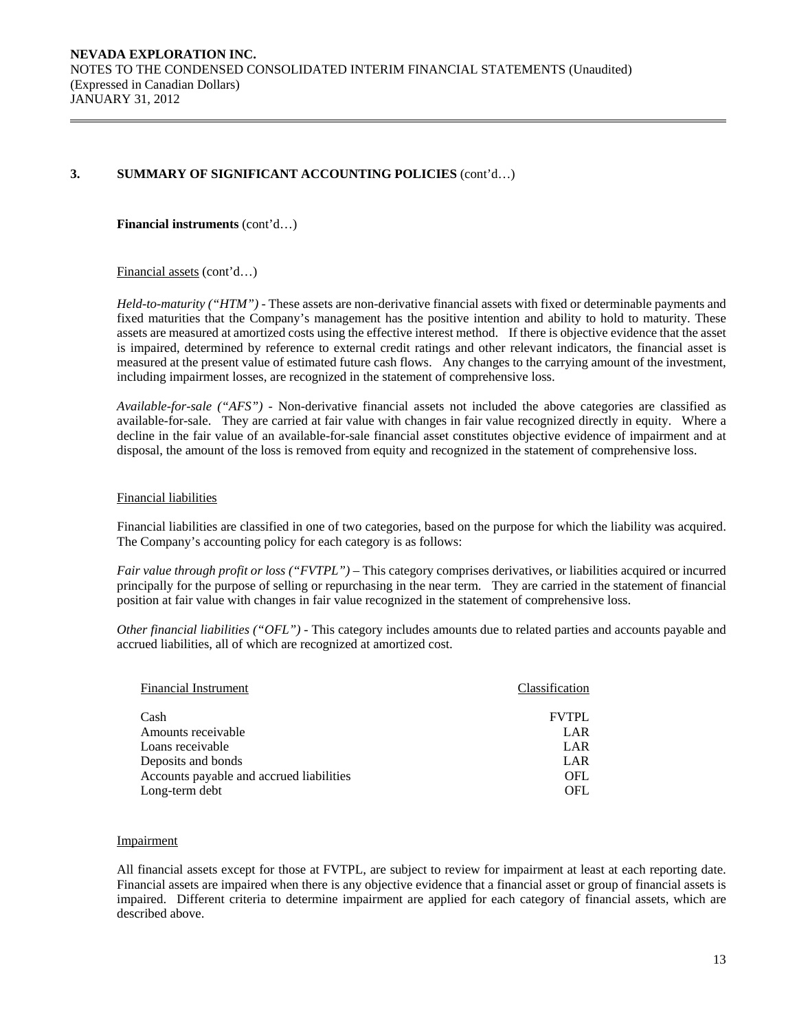## 3. SUMMARY OF SIGNIFICANT ACCOUNTING POLICIES (cont'd…)

**Financial instruments** (cont'd…)

Financial assets (cont'd…)

*Held-to-maturity ("HTM")* - These assets are non-derivative financial assets with fixed or determinable payments and fixed maturities that the Company's management has the positive intention and ability to hold to maturity. These assets are measured at amortized costs using the effective interest method. If there is objective evidence that the asset is impaired, determined by reference to external credit ratings and other relevant indicators, the financial asset is measured at the present value of estimated future cash flows. Any changes to the carrying amount of the investment, including impairment losses, are recognized in the statement of comprehensive loss.

*Available-for-sale ("AFS")* - Non-derivative financial assets not included the above categories are classified as available-for-sale. They are carried at fair value with changes in fair value recognized directly in equity. Where a decline in the fair value of an available-for-sale financial asset constitutes objective evidence of impairment and at disposal, the amount of the loss is removed from equity and recognized in the statement of comprehensive loss.

Financial liabilities

Financial liabilities are classified in one of two categories, based on the purpose for which the liability was acquired. The Company's accounting policy for each category is as follows:

*Fair value through profit or loss ("FVTPL")* – This category comprises derivatives, or liabilities acquired or incurred principally for the purpose of selling or repurchasing in the near term. They are carried in the statement of financial position at fair value with changes in fair value recognized in the statement of comprehensive loss.

*Other financial liabilities ("OFL")* - This category includes amounts due to related parties and accounts payable and accrued liabilities, all of which are recognized at amortized cost.

| Financial Instrument | Classification |
|---|---|
| Cash | FVTPL |
| Amounts receivable | LAR |
| Loans receivable | LAR |
| Deposits and bonds | LAR |
| Accounts payable and accrued liabilities | OFL |
| Long-term debt | OFL |

Impairment

All financial assets except for those at FVTPL, are subject to review for impairment at least at each reporting date. Financial assets are impaired when there is any objective evidence that a financial asset or group of financial assets is impaired. Different criteria to determine impairment are applied for each category of financial assets, which are described above.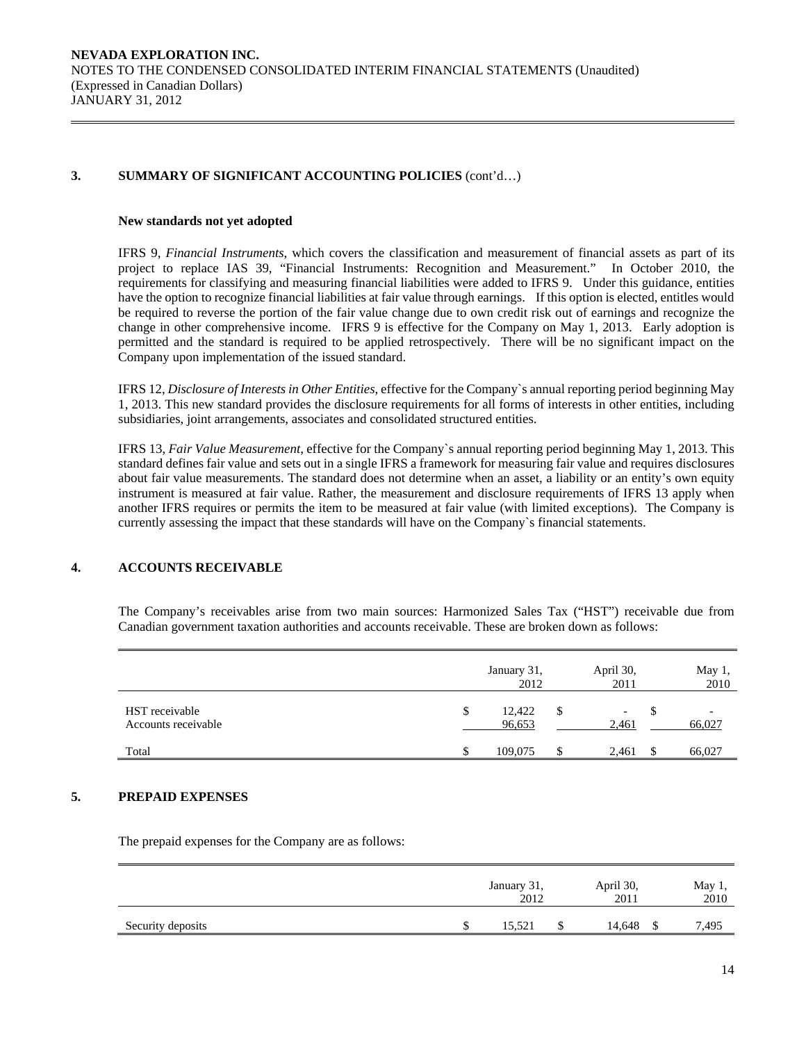## 3. SUMMARY OF SIGNIFICANT ACCOUNTING POLICIES (cont'd…)

**New standards not yet adopted**

IFRS 9, *Financial Instruments*, which covers the classification and measurement of financial assets as part of its project to replace IAS 39, "Financial Instruments: Recognition and Measurement." In October 2010, the requirements for classifying and measuring financial liabilities were added to IFRS 9. Under this guidance, entities have the option to recognize financial liabilities at fair value through earnings. If this option is elected, entitles would be required to reverse the portion of the fair value change due to own credit risk out of earnings and recognize the change in other comprehensive income. IFRS 9 is effective for the Company on May 1, 2013. Early adoption is permitted and the standard is required to be applied retrospectively. There will be no significant impact on the Company upon implementation of the issued standard.

IFRS 12, *Disclosure of Interests in Other Entities*, effective for the Company`s annual reporting period beginning May 1, 2013. This new standard provides the disclosure requirements for all forms of interests in other entities, including subsidiaries, joint arrangements, associates and consolidated structured entities.

IFRS 13, *Fair Value Measurement*, effective for the Company`s annual reporting period beginning May 1, 2013. This standard defines fair value and sets out in a single IFRS a framework for measuring fair value and requires disclosures about fair value measurements. The standard does not determine when an asset, a liability or an entity's own equity instrument is measured at fair value. Rather, the measurement and disclosure requirements of IFRS 13 apply when another IFRS requires or permits the item to be measured at fair value (with limited exceptions). The Company is currently assessing the impact that these standards will have on the Company`s financial statements.

## 4. ACCOUNTS RECEIVABLE

The Company's receivables arise from two main sources: Harmonized Sales Tax ("HST") receivable due from Canadian government taxation authorities and accounts receivable. These are broken down as follows:

| | January 31, 2012 | April 30, 2011 | May 1, 2010 |
|---|---|---|---|
| HST receivable | $ 12,422 | $ - | $ - |
| Accounts receivable | 96,653 | 2,461 | 66,027 |
| Total | $ 109,075 | $ 2,461 | $ 66,027 |

## 5. PREPAID EXPENSES

The prepaid expenses for the Company are as follows:

| | January 31, 2012 | April 30, 2011 | May 1, 2010 |
|---|---|---|---|
| Security deposits | $ 15,521 | $ 14,648 | $ 7,495 |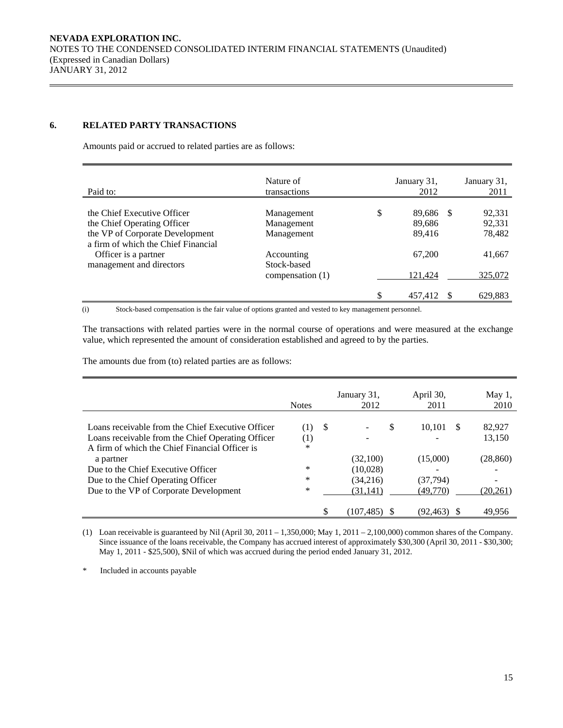**NEVADA EXPLORATION INC.**
NOTES TO THE CONDENSED CONSOLIDATED INTERIM FINANCIAL STATEMENTS (Unaudited)
(Expressed in Canadian Dollars)
JANUARY 31, 2012

## 6. RELATED PARTY TRANSACTIONS

Amounts paid or accrued to related parties are as follows:

| Paid to: | Nature of transactions | January 31, 2012 | January 31, 2011 |
|---|---|---|---|
| the Chief Executive Officer | Management | $ 89,686 | $ 92,331 |
| the Chief Operating Officer | Management | 89,686 | 92,331 |
| the VP of Corporate Development | Management | 89,416 | 78,482 |
| a firm of which the Chief Financial Officer is a partner | Accounting | 67,200 | 41,667 |
| management and directors | Stock-based compensation (1) | 121,424 | 325,072 |
| | | $ 457,412 | $ 629,883 |

(i) Stock-based compensation is the fair value of options granted and vested to key management personnel.

The transactions with related parties were in the normal course of operations and were measured at the exchange value, which represented the amount of consideration established and agreed to by the parties.

The amounts due from (to) related parties are as follows:

| | Notes | January 31, 2012 | April 30, 2011 | May 1, 2010 |
|---|---|---|---|---|
| Loans receivable from the Chief Executive Officer | (1) | $ - | $ 10,101 | $ 82,927 |
| Loans receivable from the Chief Operating Officer | (1) | - | - | 13,150 |
| A firm of which the Chief Financial Officer is a partner | * | (32,100) | (15,000) | (28,860) |
| Due to the Chief Executive Officer | * | (10,028) | - | - |
| Due to the Chief Operating Officer | * | (34,216) | (37,794) | - |
| Due to the VP of Corporate Development | * | (31,141) | (49,770) | (20,261) |
| | | $ (107,485) | $ (92,463) | $ 49,956 |

(1) Loan receivable is guaranteed by Nil (April 30, 2011 – 1,350,000; May 1, 2011 – 2,100,000) common shares of the Company. Since issuance of the loans receivable, the Company has accrued interest of approximately $30,300 (April 30, 2011 - $30,300; May 1, 2011 - $25,500), $Nil of which was accrued during the period ended January 31, 2012.

\* Included in accounts payable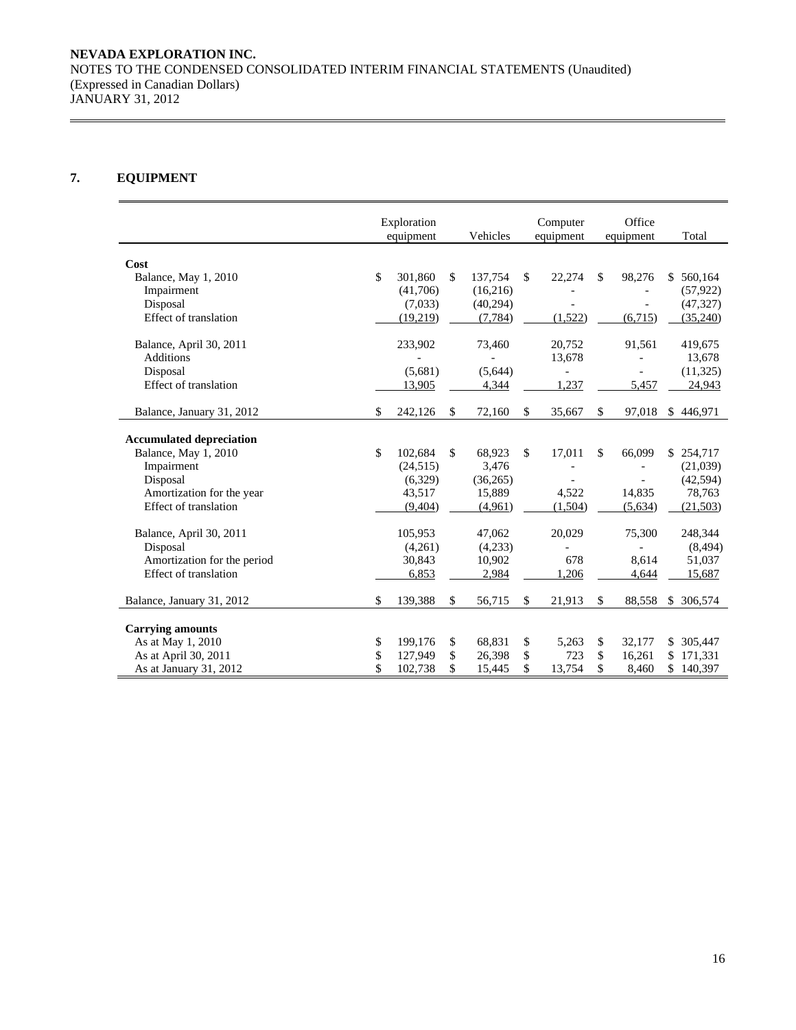NEVADA EXPLORATION INC.
NOTES TO THE CONDENSED CONSOLIDATED INTERIM FINANCIAL STATEMENTS (Unaudited)
(Expressed in Canadian Dollars)
JANUARY 31, 2012

## 7. EQUIPMENT

| | Exploration equipment | Vehicles | Computer equipment | Office equipment | Total |
|---|---|---|---|---|---|
| **Cost** | | | | | |
| Balance, May 1, 2010 | $ 301,860 | $ 137,754 | $ 22,274 | $ 98,276 | $ 560,164 |
| Impairment | (41,706) | (16,216) | - | - | (57,922) |
| Disposal | (7,033) | (40,294) | - | - | (47,327) |
| Effect of translation | (19,219) | (7,784) | (1,522) | (6,715) | (35,240) |
| Balance, April 30, 2011 | 233,902 | 73,460 | 20,752 | 91,561 | 419,675 |
| Additions | - | - | 13,678 | - | 13,678 |
| Disposal | (5,681) | (5,644) | - | - | (11,325) |
| Effect of translation | 13,905 | 4,344 | 1,237 | 5,457 | 24,943 |
| Balance, January 31, 2012 | $ 242,126 | $ 72,160 | $ 35,667 | $ 97,018 | $ 446,971 |
| **Accumulated depreciation** | | | | | |
| Balance, May 1, 2010 | $ 102,684 | $ 68,923 | $ 17,011 | $ 66,099 | $ 254,717 |
| Impairment | (24,515) | 3,476 | - | - | (21,039) |
| Disposal | (6,329) | (36,265) | - | - | (42,594) |
| Amortization for the year | 43,517 | 15,889 | 4,522 | 14,835 | 78,763 |
| Effect of translation | (9,404) | (4,961) | (1,504) | (5,634) | (21,503) |
| Balance, April 30, 2011 | 105,953 | 47,062 | 20,029 | 75,300 | 248,344 |
| Disposal | (4,261) | (4,233) | - | - | (8,494) |
| Amortization for the period | 30,843 | 10,902 | 678 | 8,614 | 51,037 |
| Effect of translation | 6,853 | 2,984 | 1,206 | 4,644 | 15,687 |
| Balance, January 31, 2012 | $ 139,388 | $ 56,715 | $ 21,913 | $ 88,558 | $ 306,574 |
| **Carrying amounts** | | | | | |
| As at May 1, 2010 | $ 199,176 | $ 68,831 | $ 5,263 | $ 32,177 | $ 305,447 |
| As at April 30, 2011 | $ 127,949 | $ 26,398 | $ 723 | $ 16,261 | $ 171,331 |
| As at January 31, 2012 | $ 102,738 | $ 15,445 | $ 13,754 | $ 8,460 | $ 140,397 |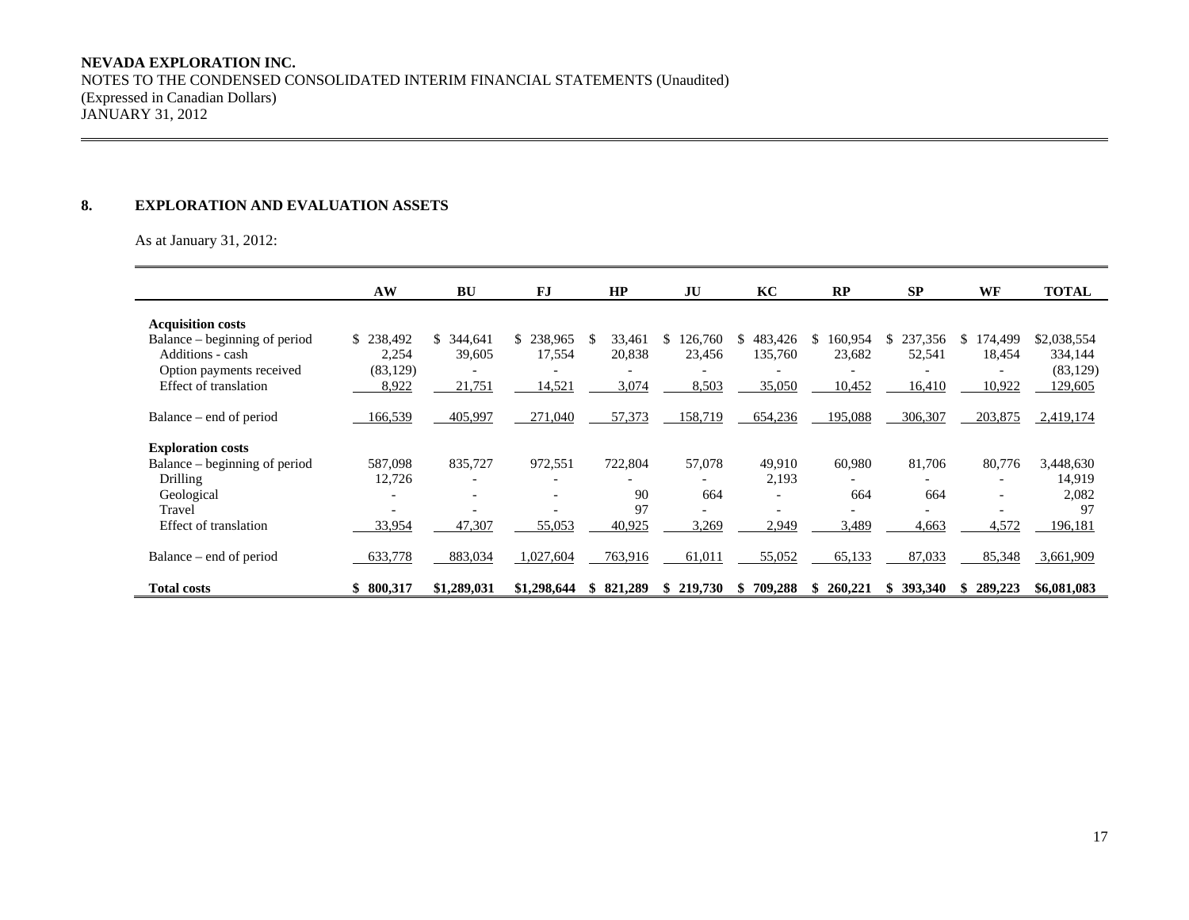## 8. EXPLORATION AND EVALUATION ASSETS

As at January 31, 2012:

| | AW | BU | FJ | HP | JU | KC | RP | SP | WF | TOTAL |
|---|---|---|---|---|---|---|---|---|---|---|
| **Acquisition costs** | | | | | | | | | | |
| Balance – beginning of period | $ 238,492 | $ 344,641 | $ 238,965 | $ 33,461 | $ 126,760 | $ 483,426 | $ 160,954 | $ 237,356 | $ 174,499 | $2,038,554 |
| Additions - cash | 2,254 | 39,605 | 17,554 | 20,838 | 23,456 | 135,760 | 23,682 | 52,541 | 18,454 | 334,144 |
| Option payments received | (83,129) | - | - | - | - | - | - | - | - | (83,129) |
| Effect of translation | 8,922 | 21,751 | 14,521 | 3,074 | 8,503 | 35,050 | 10,452 | 16,410 | 10,922 | 129,605 |
| Balance – end of period | 166,539 | 405,997 | 271,040 | 57,373 | 158,719 | 654,236 | 195,088 | 306,307 | 203,875 | 2,419,174 |
| **Exploration costs** | | | | | | | | | | |
| Balance – beginning of period | 587,098 | 835,727 | 972,551 | 722,804 | 57,078 | 49,910 | 60,980 | 81,706 | 80,776 | 3,448,630 |
| Drilling | 12,726 | - | - | - | - | 2,193 | - | - | - | 14,919 |
| Geological | - | - | - | 90 | 664 | - | 664 | 664 | - | 2,082 |
| Travel | - | - | - | 97 | - | - | - | - | - | 97 |
| Effect of translation | 33,954 | 47,307 | 55,053 | 40,925 | 3,269 | 2,949 | 3,489 | 4,663 | 4,572 | 196,181 |
| Balance – end of period | 633,778 | 883,034 | 1,027,604 | 763,916 | 61,011 | 55,052 | 65,133 | 87,033 | 85,348 | 3,661,909 |
| **Total costs** | **$ 800,317** | **$1,289,031** | **$1,298,644** | **$ 821,289** | **$ 219,730** | **$ 709,288** | **$ 260,221** | **$ 393,340** | **$ 289,223** | **$6,081,083** |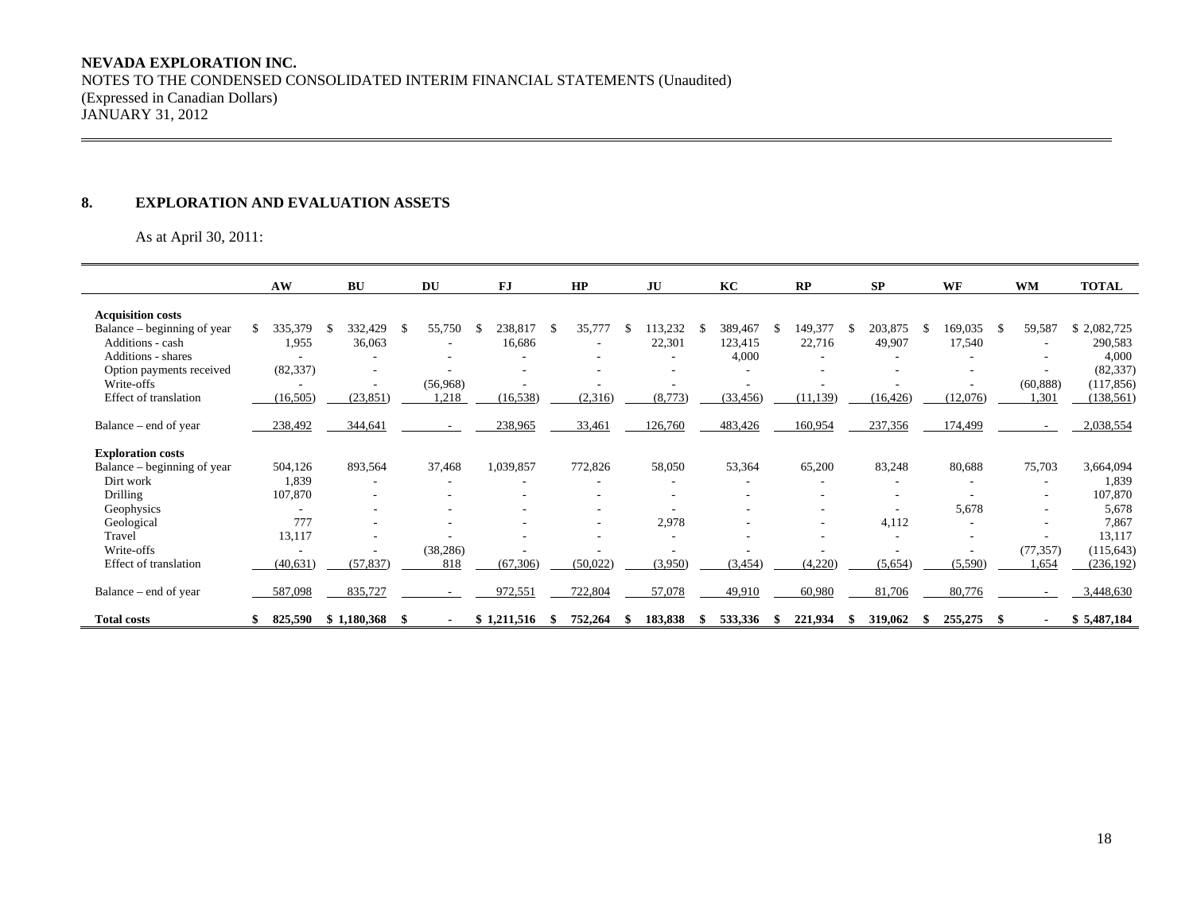**NEVADA EXPLORATION INC.**
NOTES TO THE CONDENSED CONSOLIDATED INTERIM FINANCIAL STATEMENTS (Unaudited)
(Expressed in Canadian Dollars)
JANUARY 31, 2012

## 8. EXPLORATION AND EVALUATION ASSETS

As at April 30, 2011:

| | AW | BU | DU | FJ | HP | JU | KC | RP | SP | WF | WM | TOTAL |
|---|---|---|---|---|---|---|---|---|---|---|---|---|
| **Acquisition costs** | | | | | | | | | | | | |
| Balance – beginning of year | $ 335,379 | $ 332,429 | $ 55,750 | $ 238,817 | $ 35,777 | $ 113,232 | $ 389,467 | $ 149,377 | $ 203,875 | $ 169,035 | $ 59,587 | $ 2,082,725 |
| Additions - cash | 1,955 | 36,063 | - | 16,686 | - | 22,301 | 123,415 | 22,716 | 49,907 | 17,540 | - | 290,583 |
| Additions - shares | - | - | - | - | - | - | 4,000 | - | - | - | - | 4,000 |
| Option payments received | (82,337) | - | - | - | - | - | - | - | - | - | - | (82,337) |
| Write-offs | - | - | (56,968) | - | - | - | - | - | - | - | (60,888) | (117,856) |
| Effect of translation | (16,505) | (23,851) | 1,218 | (16,538) | (2,316) | (8,773) | (33,456) | (11,139) | (16,426) | (12,076) | 1,301 | (138,561) |
| Balance – end of year | 238,492 | 344,641 | - | 238,965 | 33,461 | 126,760 | 483,426 | 160,954 | 237,356 | 174,499 | - | 2,038,554 |
| **Exploration costs** | | | | | | | | | | | | |
| Balance – beginning of year | 504,126 | 893,564 | 37,468 | 1,039,857 | 772,826 | 58,050 | 53,364 | 65,200 | 83,248 | 80,688 | 75,703 | 3,664,094 |
| Dirt work | 1,839 | - | - | - | - | - | - | - | - | - | - | 1,839 |
| Drilling | 107,870 | - | - | - | - | - | - | - | - | - | - | 107,870 |
| Geophysics | - | - | - | - | - | - | - | - | - | 5,678 | - | 5,678 |
| Geological | 777 | - | - | - | - | 2,978 | - | - | 4,112 | - | - | 7,867 |
| Travel | 13,117 | - | - | - | - | - | - | - | - | - | - | 13,117 |
| Write-offs | - | - | (38,286) | - | - | - | - | - | - | - | (77,357) | (115,643) |
| Effect of translation | (40,631) | (57,837) | 818 | (67,306) | (50,022) | (3,950) | (3,454) | (4,220) | (5,654) | (5,590) | 1,654 | (236,192) |
| Balance – end of year | 587,098 | 835,727 | - | 972,551 | 722,804 | 57,078 | 49,910 | 60,980 | 81,706 | 80,776 | - | 3,448,630 |
| **Total costs** | **$ 825,590** | **$ 1,180,368** | **$ -** | **$ 1,211,516** | **$ 752,264** | **$ 183,838** | **$ 533,336** | **$ 221,934** | **$ 319,062** | **$ 255,275** | **$ -** | **$ 5,487,184** |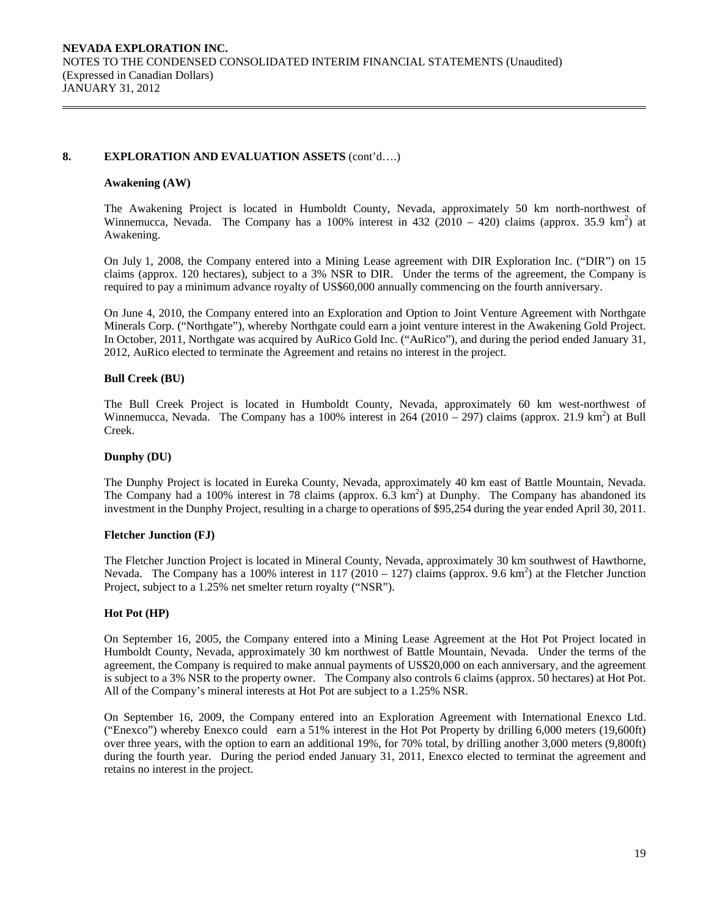## 8. EXPLORATION AND EVALUATION ASSETS (cont'd….)

### Awakening (AW)

The Awakening Project is located in Humboldt County, Nevada, approximately 50 km north-northwest of Winnemucca, Nevada. The Company has a 100% interest in 432 (2010 – 420) claims (approx. 35.9 km$^2$) at Awakening.

On July 1, 2008, the Company entered into a Mining Lease agreement with DIR Exploration Inc. ("DIR") on 15 claims (approx. 120 hectares), subject to a 3% NSR to DIR. Under the terms of the agreement, the Company is required to pay a minimum advance royalty of US$60,000 annually commencing on the fourth anniversary.

On June 4, 2010, the Company entered into an Exploration and Option to Joint Venture Agreement with Northgate Minerals Corp. ("Northgate"), whereby Northgate could earn a joint venture interest in the Awakening Gold Project. In October, 2011, Northgate was acquired by AuRico Gold Inc. ("AuRico"), and during the period ended January 31, 2012, AuRico elected to terminate the Agreement and retains no interest in the project.

### Bull Creek (BU)

The Bull Creek Project is located in Humboldt County, Nevada, approximately 60 km west-northwest of Winnemucca, Nevada. The Company has a 100% interest in 264 (2010 – 297) claims (approx. 21.9 km$^2$) at Bull Creek.

### Dunphy (DU)

The Dunphy Project is located in Eureka County, Nevada, approximately 40 km east of Battle Mountain, Nevada. The Company had a 100% interest in 78 claims (approx. 6.3 km$^2$) at Dunphy. The Company has abandoned its investment in the Dunphy Project, resulting in a charge to operations of $95,254 during the year ended April 30, 2011.

### Fletcher Junction (FJ)

The Fletcher Junction Project is located in Mineral County, Nevada, approximately 30 km southwest of Hawthorne, Nevada. The Company has a 100% interest in 117 (2010 – 127) claims (approx. 9.6 km$^2$) at the Fletcher Junction Project, subject to a 1.25% net smelter return royalty ("NSR").

### Hot Pot (HP)

On September 16, 2005, the Company entered into a Mining Lease Agreement at the Hot Pot Project located in Humboldt County, Nevada, approximately 30 km northwest of Battle Mountain, Nevada. Under the terms of the agreement, the Company is required to make annual payments of US$20,000 on each anniversary, and the agreement is subject to a 3% NSR to the property owner. The Company also controls 6 claims (approx. 50 hectares) at Hot Pot. All of the Company's mineral interests at Hot Pot are subject to a 1.25% NSR.

On September 16, 2009, the Company entered into an Exploration Agreement with International Enexco Ltd. ("Enexco") whereby Enexco could earn a 51% interest in the Hot Pot Property by drilling 6,000 meters (19,600ft) over three years, with the option to earn an additional 19%, for 70% total, by drilling another 3,000 meters (9,800ft) during the fourth year. During the period ended January 31, 2011, Enexco elected to terminat the agreement and retains no interest in the project.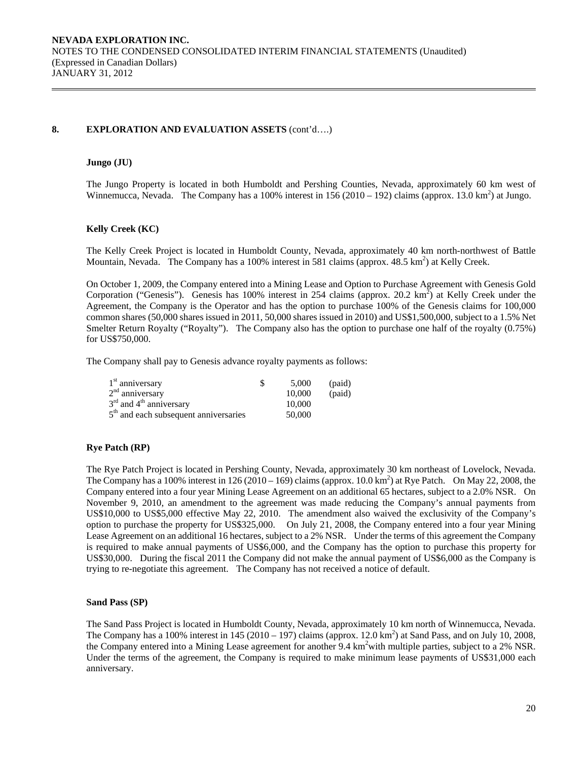## 8. EXPLORATION AND EVALUATION ASSETS (cont'd….)

### Jungo (JU)

The Jungo Property is located in both Humboldt and Pershing Counties, Nevada, approximately 60 km west of Winnemucca, Nevada. The Company has a 100% interest in 156 (2010 – 192) claims (approx. 13.0 km$^2$) at Jungo.

### Kelly Creek (KC)

The Kelly Creek Project is located in Humboldt County, Nevada, approximately 40 km north-northwest of Battle Mountain, Nevada. The Company has a 100% interest in 581 claims (approx. 48.5 km$^2$) at Kelly Creek.

On October 1, 2009, the Company entered into a Mining Lease and Option to Purchase Agreement with Genesis Gold Corporation ("Genesis"). Genesis has 100% interest in 254 claims (approx. 20.2 km$^2$) at Kelly Creek under the Agreement, the Company is the Operator and has the option to purchase 100% of the Genesis claims for 100,000 common shares (50,000 shares issued in 2011, 50,000 shares issued in 2010) and US$1,500,000, subject to a 1.5% Net Smelter Return Royalty ("Royalty"). The Company also has the option to purchase one half of the royalty (0.75%) for US$750,000.

The Company shall pay to Genesis advance royalty payments as follows:

| | | | |
|---|---|---|---|
| 1st anniversary | $ | 5,000 | (paid) |
| 2nd anniversary | | 10,000 | (paid) |
| 3rd and 4th anniversary | | 10,000 | |
| 5th and each subsequent anniversaries | | 50,000 | |

### Rye Patch (RP)

The Rye Patch Project is located in Pershing County, Nevada, approximately 30 km northeast of Lovelock, Nevada. The Company has a 100% interest in 126 (2010 – 169) claims (approx. 10.0 km$^2$) at Rye Patch. On May 22, 2008, the Company entered into a four year Mining Lease Agreement on an additional 65 hectares, subject to a 2.0% NSR. On November 9, 2010, an amendment to the agreement was made reducing the Company's annual payments from US$10,000 to US$5,000 effective May 22, 2010. The amendment also waived the exclusivity of the Company's option to purchase the property for US$325,000. On July 21, 2008, the Company entered into a four year Mining Lease Agreement on an additional 16 hectares, subject to a 2% NSR. Under the terms of this agreement the Company is required to make annual payments of US$6,000, and the Company has the option to purchase this property for US$30,000. During the fiscal 2011 the Company did not make the annual payment of US$6,000 as the Company is trying to re-negotiate this agreement. The Company has not received a notice of default.

### Sand Pass (SP)

The Sand Pass Project is located in Humboldt County, Nevada, approximately 10 km north of Winnemucca, Nevada. The Company has a 100% interest in 145 (2010 – 197) claims (approx. 12.0 km$^2$) at Sand Pass, and on July 10, 2008, the Company entered into a Mining Lease agreement for another 9.4 km$^2$ with multiple parties, subject to a 2% NSR. Under the terms of the agreement, the Company is required to make minimum lease payments of US$31,000 each anniversary.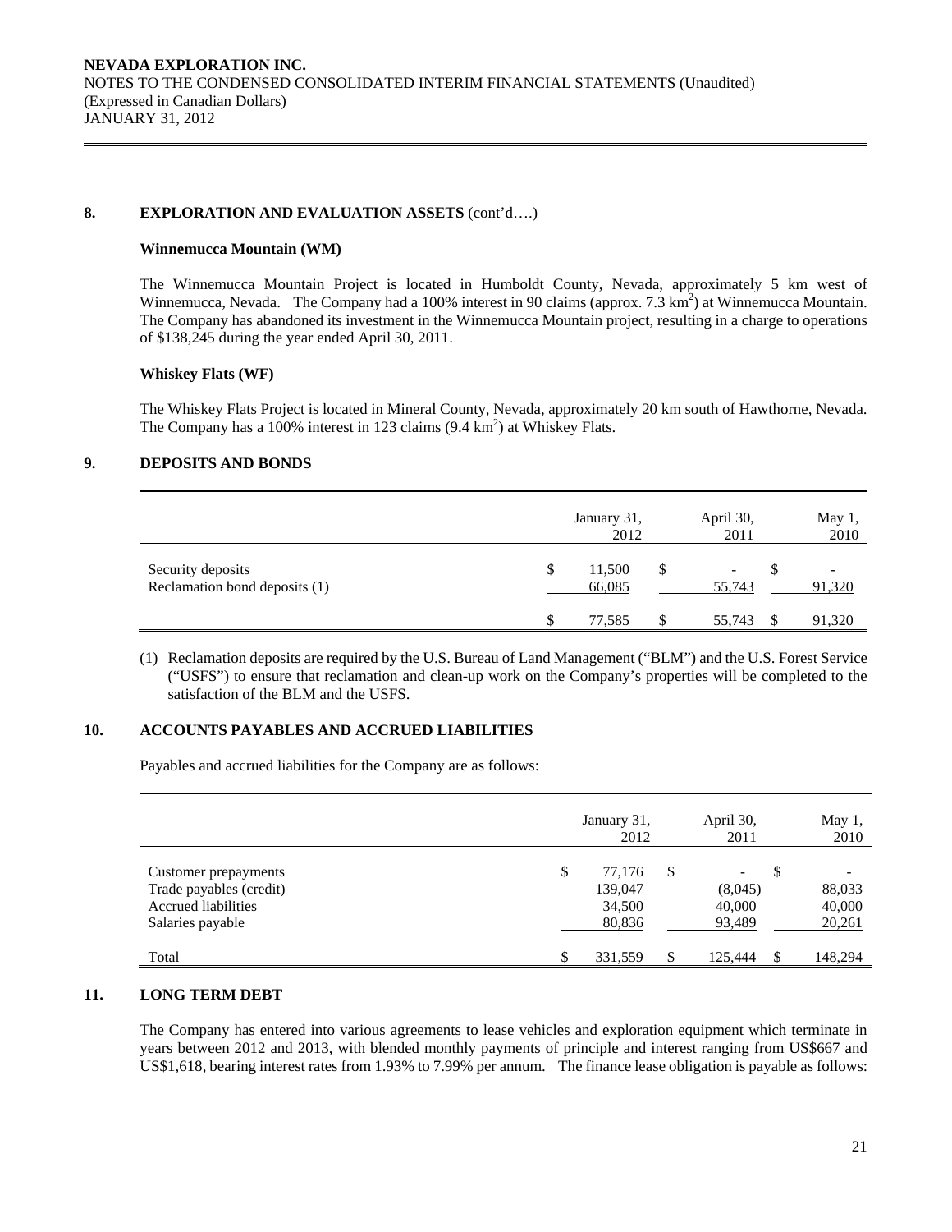## 8. EXPLORATION AND EVALUATION ASSETS (cont'd….)

### Winnemucca Mountain (WM)

The Winnemucca Mountain Project is located in Humboldt County, Nevada, approximately 5 km west of Winnemucca, Nevada. The Company had a 100% interest in 90 claims (approx. 7.3 km$^2$) at Winnemucca Mountain. The Company has abandoned its investment in the Winnemucca Mountain project, resulting in a charge to operations of $138,245 during the year ended April 30, 2011.

### Whiskey Flats (WF)

The Whiskey Flats Project is located in Mineral County, Nevada, approximately 20 km south of Hawthorne, Nevada. The Company has a 100% interest in 123 claims (9.4 km$^2$) at Whiskey Flats.

## 9. DEPOSITS AND BONDS

| | January 31, 2012 | April 30, 2011 | May 1, 2010 |
|---|---|---|---|
| Security deposits | $ 11,500 | $ - | $ - |
| Reclamation bond deposits (1) | 66,085 | 55,743 | 91,320 |
| | $ 77,585 | $ 55,743 | $ 91,320 |

(1) Reclamation deposits are required by the U.S. Bureau of Land Management ("BLM") and the U.S. Forest Service ("USFS") to ensure that reclamation and clean-up work on the Company's properties will be completed to the satisfaction of the BLM and the USFS.

## 10. ACCOUNTS PAYABLES AND ACCRUED LIABILITIES

Payables and accrued liabilities for the Company are as follows:

| | January 31, 2012 | April 30, 2011 | May 1, 2010 |
|---|---|---|---|
| Customer prepayments | $ 77,176 | $ - | $ - |
| Trade payables (credit) | 139,047 | (8,045) | 88,033 |
| Accrued liabilities | 34,500 | 40,000 | 40,000 |
| Salaries payable | 80,836 | 93,489 | 20,261 |
| Total | $ 331,559 | $ 125,444 | $ 148,294 |

## 11. LONG TERM DEBT

The Company has entered into various agreements to lease vehicles and exploration equipment which terminate in years between 2012 and 2013, with blended monthly payments of principle and interest ranging from US$667 and US$1,618, bearing interest rates from 1.93% to 7.99% per annum. The finance lease obligation is payable as follows: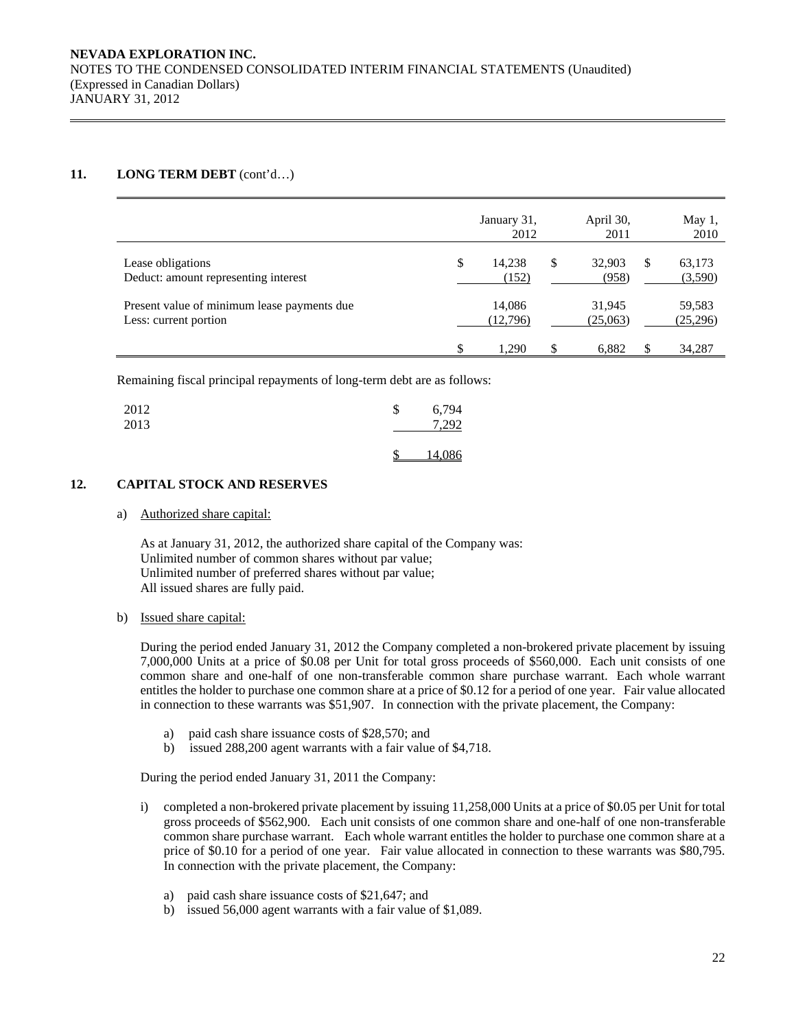## 11. LONG TERM DEBT (cont'd…)

| | January 31, 2012 | April 30, 2011 | May 1, 2010 |
|---|---|---|---|
| Lease obligations | $ 14,238 | $ 32,903 | $ 63,173 |
| Deduct: amount representing interest | (152) | (958) | (3,590) |
| Present value of minimum lease payments due | 14,086 | 31,945 | 59,583 |
| Less: current portion | (12,796) | (25,063) | (25,296) |
| | $ 1,290 | $ 6,882 | $ 34,287 |

Remaining fiscal principal repayments of long-term debt are as follows:

| | |
|---|---|
| 2012 | $ 6,794 |
| 2013 | 7,292 |
| | $ 14,086 |

## 12. CAPITAL STOCK AND RESERVES

a) Authorized share capital:

As at January 31, 2012, the authorized share capital of the Company was:
Unlimited number of common shares without par value;
Unlimited number of preferred shares without par value;
All issued shares are fully paid.

b) Issued share capital:

During the period ended January 31, 2012 the Company completed a non-brokered private placement by issuing 7,000,000 Units at a price of $0.08 per Unit for total gross proceeds of $560,000. Each unit consists of one common share and one-half of one non-transferable common share purchase warrant. Each whole warrant entitles the holder to purchase one common share at a price of $0.12 for a period of one year. Fair value allocated in connection to these warrants was $51,907. In connection with the private placement, the Company:

a) paid cash share issuance costs of $28,570; and
b) issued 288,200 agent warrants with a fair value of $4,718.

During the period ended January 31, 2011 the Company:

i) completed a non-brokered private placement by issuing 11,258,000 Units at a price of $0.05 per Unit for total gross proceeds of $562,900. Each unit consists of one common share and one-half of one non-transferable common share purchase warrant. Each whole warrant entitles the holder to purchase one common share at a price of $0.10 for a period of one year. Fair value allocated in connection to these warrants was $80,795. In connection with the private placement, the Company:

   a) paid cash share issuance costs of $21,647; and
   b) issued 56,000 agent warrants with a fair value of $1,089.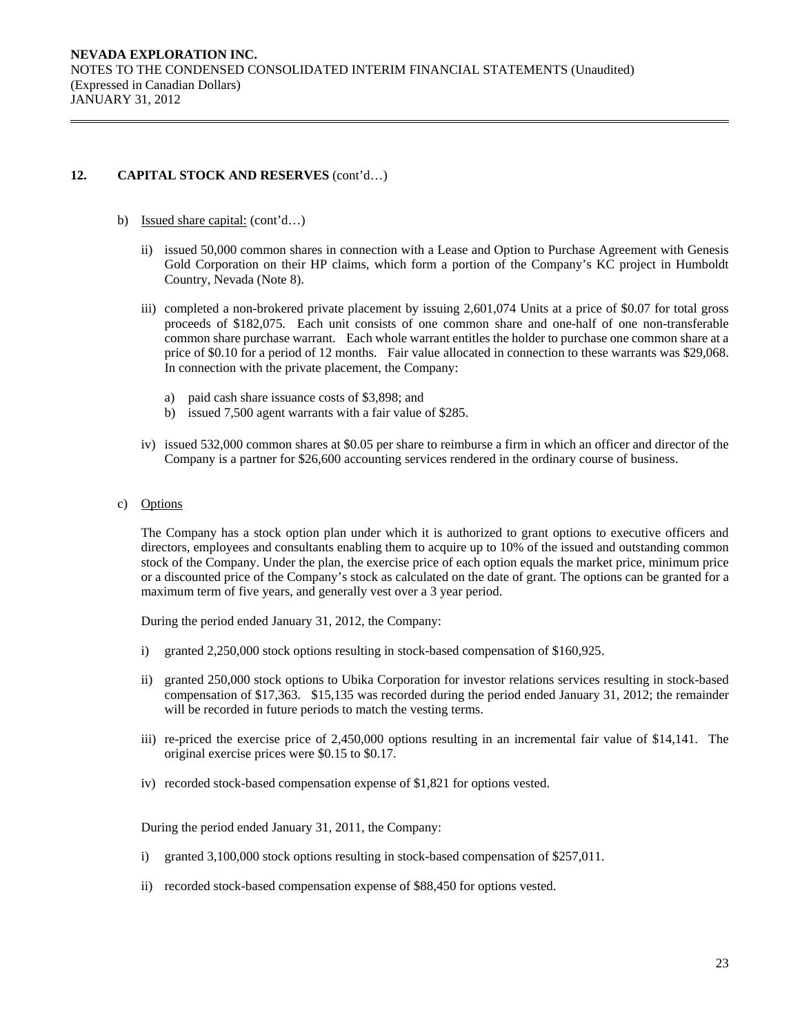## 12. CAPITAL STOCK AND RESERVES (cont'd…)

b) Issued share capital: (cont'd…)

   ii) issued 50,000 common shares in connection with a Lease and Option to Purchase Agreement with Genesis Gold Corporation on their HP claims, which form a portion of the Company's KC project in Humboldt Country, Nevada (Note 8).

   iii) completed a non-brokered private placement by issuing 2,601,074 Units at a price of $0.07 for total gross proceeds of $182,075. Each unit consists of one common share and one-half of one non-transferable common share purchase warrant. Each whole warrant entitles the holder to purchase one common share at a price of $0.10 for a period of 12 months. Fair value allocated in connection to these warrants was $29,068. In connection with the private placement, the Company:

      a) paid cash share issuance costs of $3,898; and
      b) issued 7,500 agent warrants with a fair value of $285.

   iv) issued 532,000 common shares at $0.05 per share to reimburse a firm in which an officer and director of the Company is a partner for $26,600 accounting services rendered in the ordinary course of business.

c) Options

The Company has a stock option plan under which it is authorized to grant options to executive officers and directors, employees and consultants enabling them to acquire up to 10% of the issued and outstanding common stock of the Company. Under the plan, the exercise price of each option equals the market price, minimum price or a discounted price of the Company's stock as calculated on the date of grant. The options can be granted for a maximum term of five years, and generally vest over a 3 year period.

During the period ended January 31, 2012, the Company:

i) granted 2,250,000 stock options resulting in stock-based compensation of $160,925.

ii) granted 250,000 stock options to Ubika Corporation for investor relations services resulting in stock-based compensation of $17,363. $15,135 was recorded during the period ended January 31, 2012; the remainder will be recorded in future periods to match the vesting terms.

iii) re-priced the exercise price of 2,450,000 options resulting in an incremental fair value of $14,141. The original exercise prices were $0.15 to $0.17.

iv) recorded stock-based compensation expense of $1,821 for options vested.

During the period ended January 31, 2011, the Company:

i) granted 3,100,000 stock options resulting in stock-based compensation of $257,011.

ii) recorded stock-based compensation expense of $88,450 for options vested.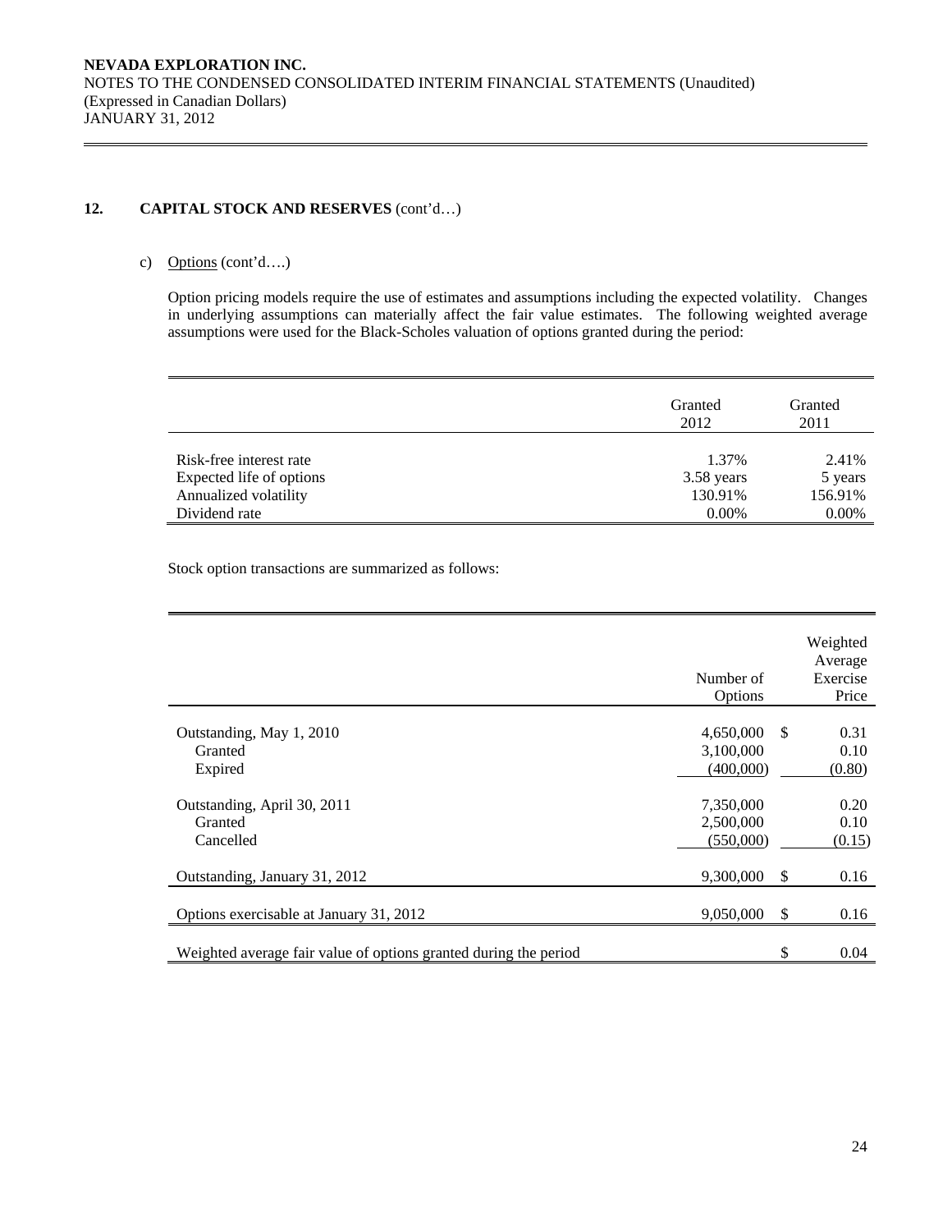## 12. CAPITAL STOCK AND RESERVES (cont'd…)

c) Options (cont'd….)

Option pricing models require the use of estimates and assumptions including the expected volatility. Changes in underlying assumptions can materially affect the fair value estimates. The following weighted average assumptions were used for the Black-Scholes valuation of options granted during the period:

| | Granted 2012 | Granted 2011 |
|---|---|---|
| Risk-free interest rate | 1.37% | 2.41% |
| Expected life of options | 3.58 years | 5 years |
| Annualized volatility | 130.91% | 156.91% |
| Dividend rate | 0.00% | 0.00% |

Stock option transactions are summarized as follows:

| | Number of Options | Weighted Average Exercise Price |
|---|---|---|
| Outstanding, May 1, 2010 | 4,650,000 | $ 0.31 |
| Granted | 3,100,000 | 0.10 |
| Expired | (400,000) | (0.80) |
| Outstanding, April 30, 2011 | 7,350,000 | 0.20 |
| Granted | 2,500,000 | 0.10 |
| Cancelled | (550,000) | (0.15) |
| Outstanding, January 31, 2012 | 9,300,000 | $ 0.16 |
| Options exercisable at January 31, 2012 | 9,050,000 | $ 0.16 |
| Weighted average fair value of options granted during the period | | $ 0.04 |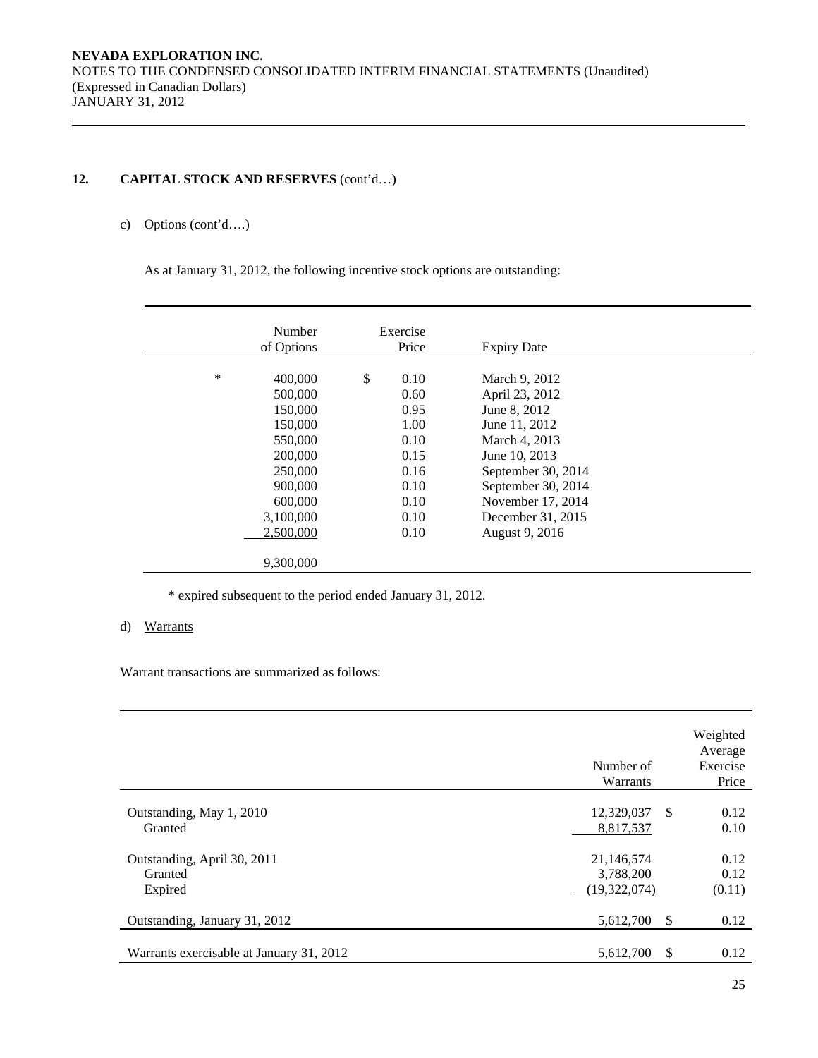**NEVADA EXPLORATION INC.**
NOTES TO THE CONDENSED CONSOLIDATED INTERIM FINANCIAL STATEMENTS (Unaudited)
(Expressed in Canadian Dollars)
JANUARY 31, 2012

## 12. CAPITAL STOCK AND RESERVES (cont'd…)

c) Options (cont'd….)

As at January 31, 2012, the following incentive stock options are outstanding:

| | Number of Options | Exercise Price | Expiry Date |
|---|---|---|---|
| * | 400,000 | $ 0.10 | March 9, 2012 |
| | 500,000 | 0.60 | April 23, 2012 |
| | 150,000 | 0.95 | June 8, 2012 |
| | 150,000 | 1.00 | June 11, 2012 |
| | 550,000 | 0.10 | March 4, 2013 |
| | 200,000 | 0.15 | June 10, 2013 |
| | 250,000 | 0.16 | September 30, 2014 |
| | 900,000 | 0.10 | September 30, 2014 |
| | 600,000 | 0.10 | November 17, 2014 |
| | 3,100,000 | 0.10 | December 31, 2015 |
| | 2,500,000 | 0.10 | August 9, 2016 |
| | 9,300,000 | | |

\* expired subsequent to the period ended January 31, 2012.

d) Warrants

Warrant transactions are summarized as follows:

| | Number of Warrants | Weighted Average Exercise Price |
|---|---|---|
| Outstanding, May 1, 2010 | 12,329,037 | $ 0.12 |
| Granted | 8,817,537 | 0.10 |
| Outstanding, April 30, 2011 | 21,146,574 | 0.12 |
| Granted | 3,788,200 | 0.12 |
| Expired | (19,322,074) | (0.11) |
| Outstanding, January 31, 2012 | 5,612,700 | $ 0.12 |
| Warrants exercisable at January 31, 2012 | 5,612,700 | $ 0.12 |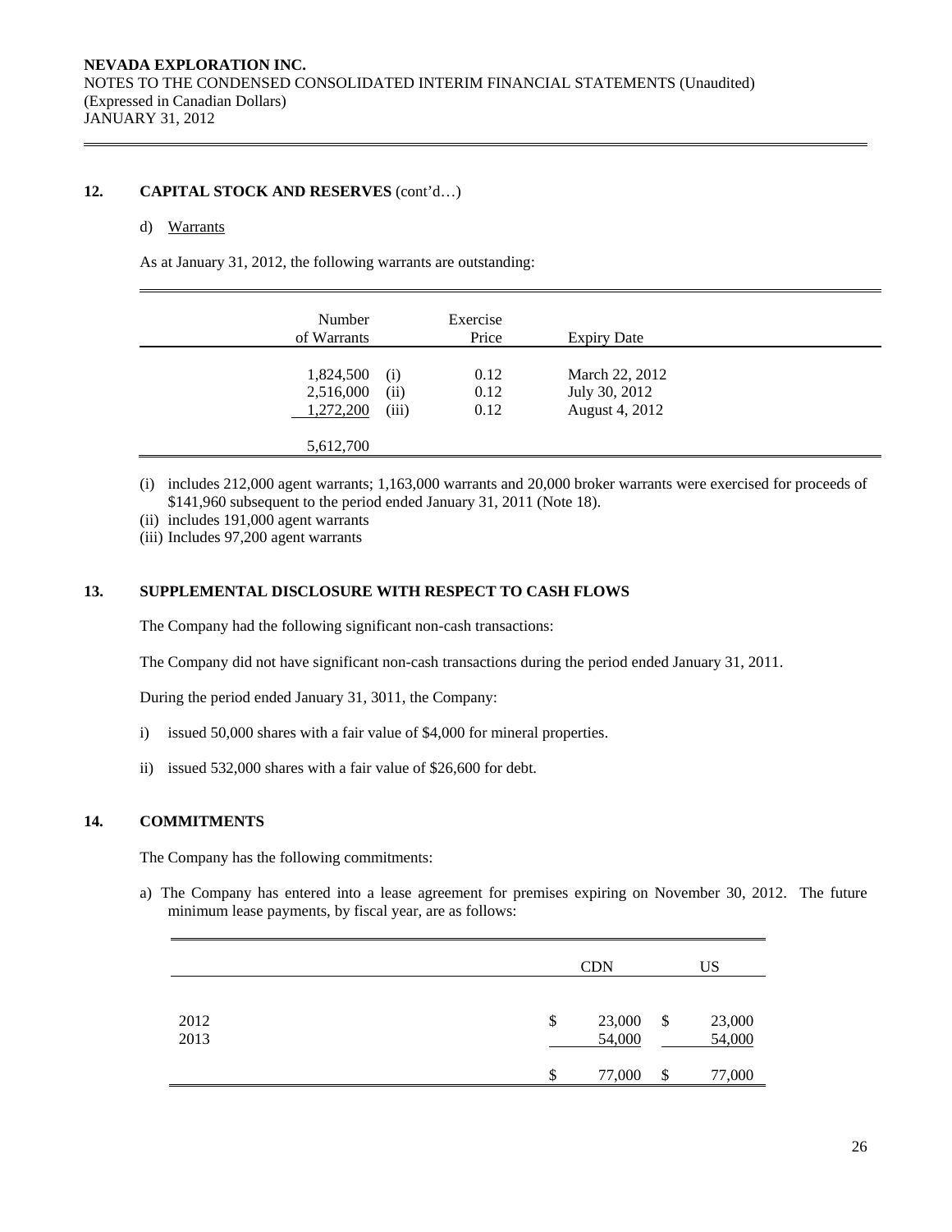**NEVADA EXPLORATION INC.**
NOTES TO THE CONDENSED CONSOLIDATED INTERIM FINANCIAL STATEMENTS (Unaudited)
(Expressed in Canadian Dollars)
JANUARY 31, 2012

## 12. CAPITAL STOCK AND RESERVES (cont'd…)

d) Warrants

As at January 31, 2012, the following warrants are outstanding:

| Number of Warrants | | Exercise Price | Expiry Date |
|---|---|---|---|
| 1,824,500 | (i) | 0.12 | March 22, 2012 |
| 2,516,000 | (ii) | 0.12 | July 30, 2012 |
| 1,272,200 | (iii) | 0.12 | August 4, 2012 |
| 5,612,700 | | | |

(i) includes 212,000 agent warrants; 1,163,000 warrants and 20,000 broker warrants were exercised for proceeds of $141,960 subsequent to the period ended January 31, 2011 (Note 18).
(ii) includes 191,000 agent warrants
(iii) Includes 97,200 agent warrants

## 13. SUPPLEMENTAL DISCLOSURE WITH RESPECT TO CASH FLOWS

The Company had the following significant non-cash transactions:

The Company did not have significant non-cash transactions during the period ended January 31, 2011.

During the period ended January 31, 3011, the Company:

i) issued 50,000 shares with a fair value of $4,000 for mineral properties.

ii) issued 532,000 shares with a fair value of $26,600 for debt.

## 14. COMMITMENTS

The Company has the following commitments:

a) The Company has entered into a lease agreement for premises expiring on November 30, 2012. The future minimum lease payments, by fiscal year, are as follows:

| | CDN | US |
|---|---|---|
| 2012 | $ 23,000 | $ 23,000 |
| 2013 | 54,000 | 54,000 |
| | $ 77,000 | $ 77,000 |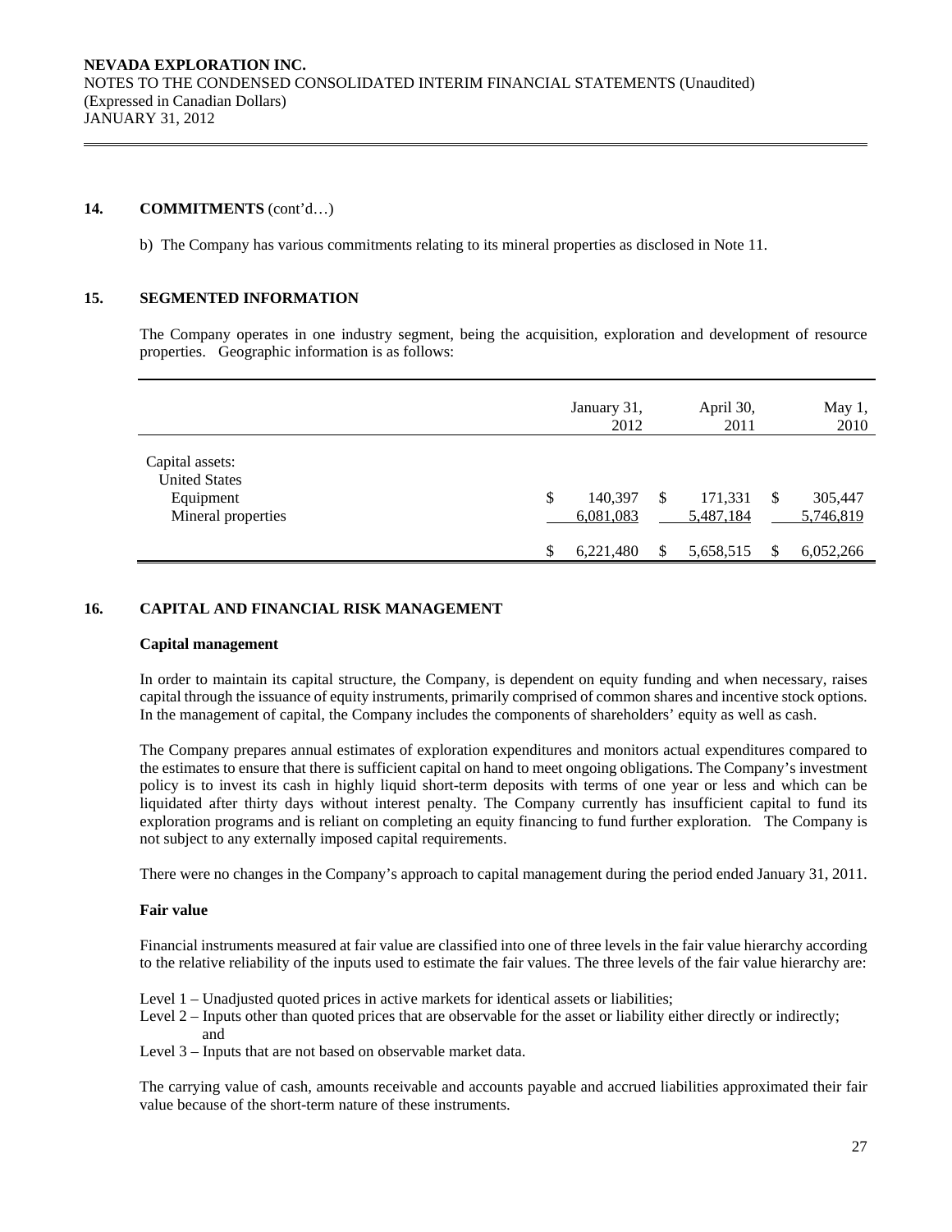## 14. COMMITMENTS (cont'd…)

b) The Company has various commitments relating to its mineral properties as disclosed in Note 11.

## 15. SEGMENTED INFORMATION

The Company operates in one industry segment, being the acquisition, exploration and development of resource properties. Geographic information is as follows:

| | January 31, 2012 | April 30, 2011 | May 1, 2010 |
|---|---|---|---|
| Capital assets: | | | |
| United States | | | |
| Equipment | $ 140,397 | $ 171,331 | $ 305,447 |
| Mineral properties | 6,081,083 | 5,487,184 | 5,746,819 |
| | $ 6,221,480 | $ 5,658,515 | $ 6,052,266 |

## 16. CAPITAL AND FINANCIAL RISK MANAGEMENT

### Capital management

In order to maintain its capital structure, the Company, is dependent on equity funding and when necessary, raises capital through the issuance of equity instruments, primarily comprised of common shares and incentive stock options. In the management of capital, the Company includes the components of shareholders' equity as well as cash.

The Company prepares annual estimates of exploration expenditures and monitors actual expenditures compared to the estimates to ensure that there is sufficient capital on hand to meet ongoing obligations. The Company's investment policy is to invest its cash in highly liquid short-term deposits with terms of one year or less and which can be liquidated after thirty days without interest penalty. The Company currently has insufficient capital to fund its exploration programs and is reliant on completing an equity financing to fund further exploration. The Company is not subject to any externally imposed capital requirements.

There were no changes in the Company's approach to capital management during the period ended January 31, 2011.

### Fair value

Financial instruments measured at fair value are classified into one of three levels in the fair value hierarchy according to the relative reliability of the inputs used to estimate the fair values. The three levels of the fair value hierarchy are:

Level 1 – Unadjusted quoted prices in active markets for identical assets or liabilities;
Level 2 – Inputs other than quoted prices that are observable for the asset or liability either directly or indirectly; and
Level 3 – Inputs that are not based on observable market data.

The carrying value of cash, amounts receivable and accounts payable and accrued liabilities approximated their fair value because of the short-term nature of these instruments.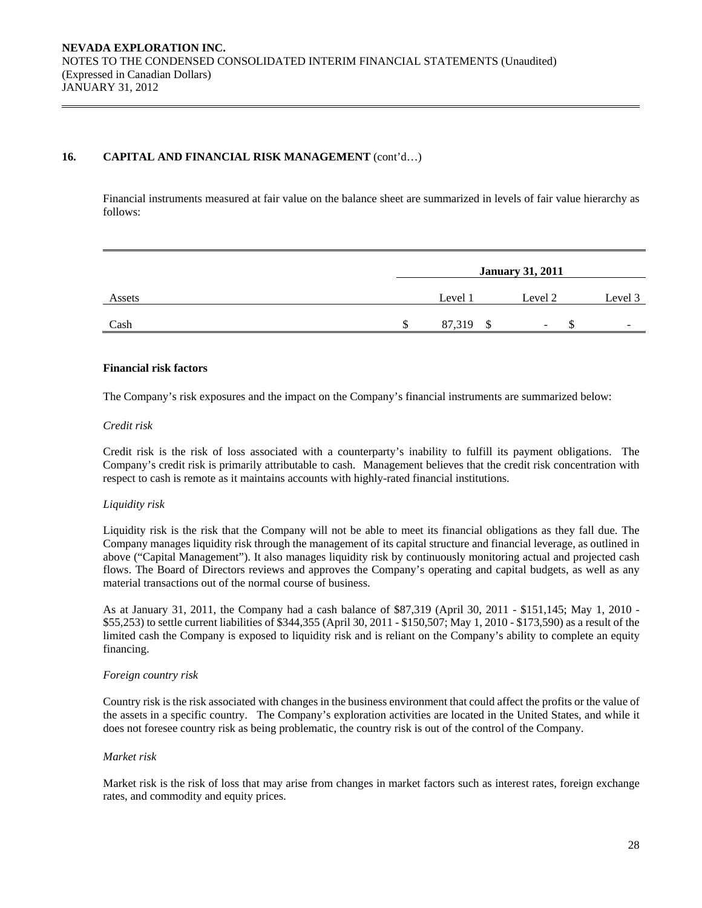## 16. CAPITAL AND FINANCIAL RISK MANAGEMENT (cont'd…)

Financial instruments measured at fair value on the balance sheet are summarized in levels of fair value hierarchy as follows:

| | January 31, 2011 | | |
|---|---|---|---|
| Assets | Level 1 | Level 2 | Level 3 |
| Cash | $ 87,319 | $ - | $ - |

**Financial risk factors**

The Company's risk exposures and the impact on the Company's financial instruments are summarized below:

*Credit risk*

Credit risk is the risk of loss associated with a counterparty's inability to fulfill its payment obligations. The Company's credit risk is primarily attributable to cash. Management believes that the credit risk concentration with respect to cash is remote as it maintains accounts with highly-rated financial institutions.

*Liquidity risk*

Liquidity risk is the risk that the Company will not be able to meet its financial obligations as they fall due. The Company manages liquidity risk through the management of its capital structure and financial leverage, as outlined in above ("Capital Management"). It also manages liquidity risk by continuously monitoring actual and projected cash flows. The Board of Directors reviews and approves the Company's operating and capital budgets, as well as any material transactions out of the normal course of business.

As at January 31, 2011, the Company had a cash balance of $87,319 (April 30, 2011 - $151,145; May 1, 2010 - $55,253) to settle current liabilities of $344,355 (April 30, 2011 - $150,507; May 1, 2010 - $173,590) as a result of the limited cash the Company is exposed to liquidity risk and is reliant on the Company's ability to complete an equity financing.

*Foreign country risk*

Country risk is the risk associated with changes in the business environment that could affect the profits or the value of the assets in a specific country. The Company's exploration activities are located in the United States, and while it does not foresee country risk as being problematic, the country risk is out of the control of the Company.

*Market risk*

Market risk is the risk of loss that may arise from changes in market factors such as interest rates, foreign exchange rates, and commodity and equity prices.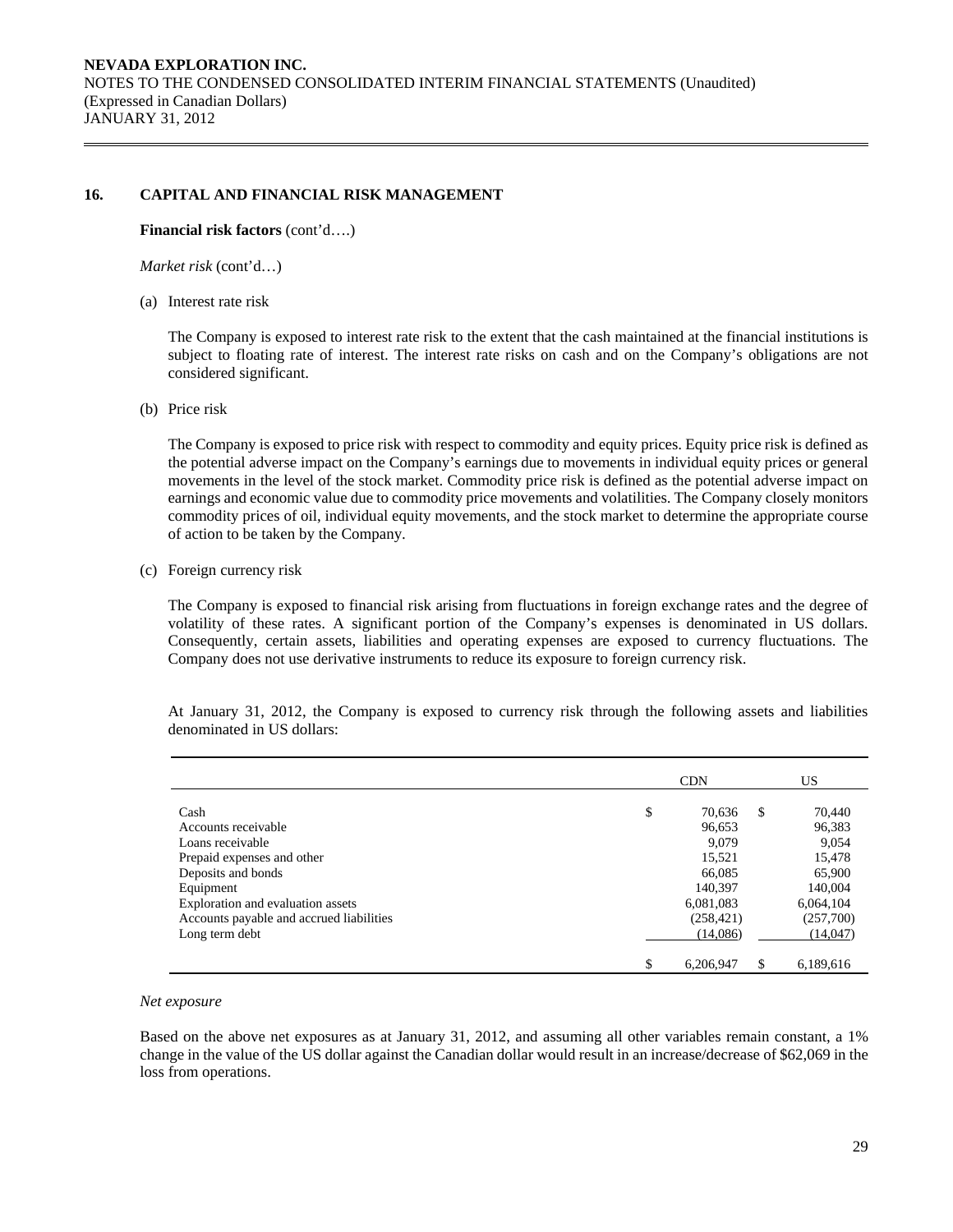**NEVADA EXPLORATION INC.**
NOTES TO THE CONDENSED CONSOLIDATED INTERIM FINANCIAL STATEMENTS (Unaudited)
(Expressed in Canadian Dollars)
JANUARY 31, 2012

## 16. CAPITAL AND FINANCIAL RISK MANAGEMENT

**Financial risk factors** (cont'd….)

*Market risk* (cont'd…)

(a) Interest rate risk

The Company is exposed to interest rate risk to the extent that the cash maintained at the financial institutions is subject to floating rate of interest. The interest rate risks on cash and on the Company's obligations are not considered significant.

(b) Price risk

The Company is exposed to price risk with respect to commodity and equity prices. Equity price risk is defined as the potential adverse impact on the Company's earnings due to movements in individual equity prices or general movements in the level of the stock market. Commodity price risk is defined as the potential adverse impact on earnings and economic value due to commodity price movements and volatilities. The Company closely monitors commodity prices of oil, individual equity movements, and the stock market to determine the appropriate course of action to be taken by the Company.

(c) Foreign currency risk

The Company is exposed to financial risk arising from fluctuations in foreign exchange rates and the degree of volatility of these rates. A significant portion of the Company's expenses is denominated in US dollars. Consequently, certain assets, liabilities and operating expenses are exposed to currency fluctuations. The Company does not use derivative instruments to reduce its exposure to foreign currency risk.

At January 31, 2012, the Company is exposed to currency risk through the following assets and liabilities denominated in US dollars:

| | CDN | US |
|---|---|---|
| Cash | $ 70,636 | $ 70,440 |
| Accounts receivable | 96,653 | 96,383 |
| Loans receivable | 9,079 | 9,054 |
| Prepaid expenses and other | 15,521 | 15,478 |
| Deposits and bonds | 66,085 | 65,900 |
| Equipment | 140,397 | 140,004 |
| Exploration and evaluation assets | 6,081,083 | 6,064,104 |
| Accounts payable and accrued liabilities | (258,421) | (257,700) |
| Long term debt | (14,086) | (14,047) |
| | $ 6,206,947 | $ 6,189,616 |

*Net exposure*

Based on the above net exposures as at January 31, 2012, and assuming all other variables remain constant, a 1% change in the value of the US dollar against the Canadian dollar would result in an increase/decrease of $62,069 in the loss from operations.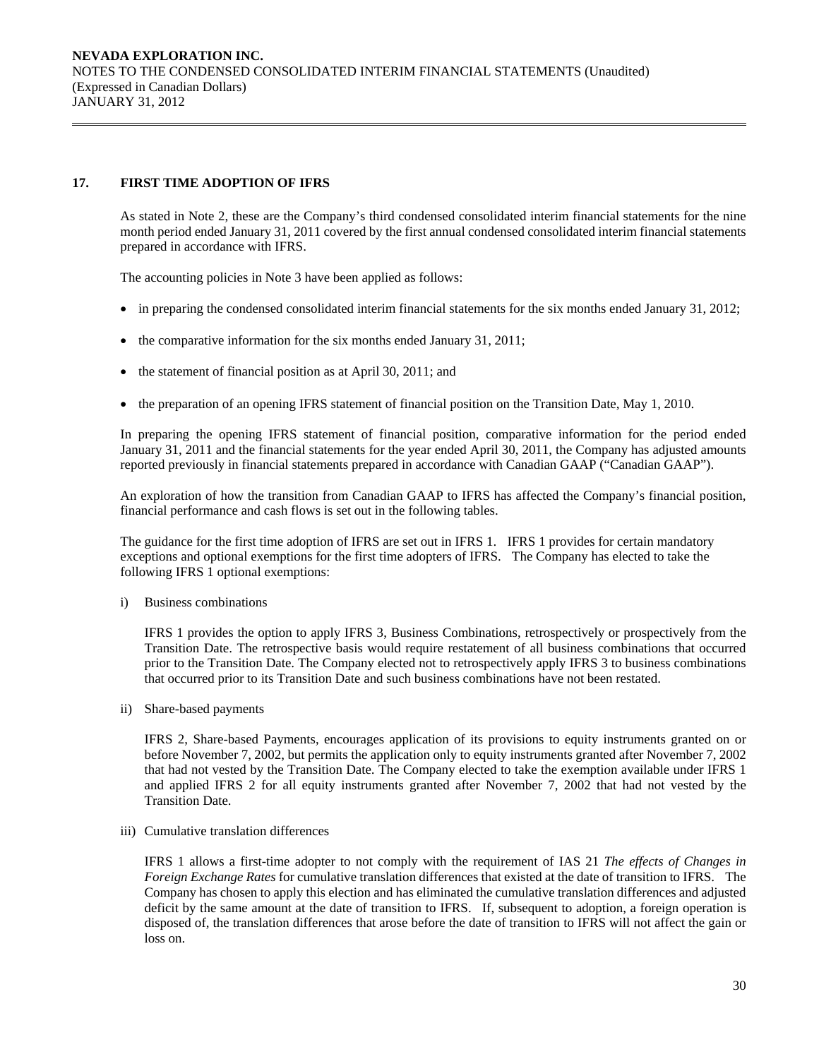## 17. FIRST TIME ADOPTION OF IFRS

As stated in Note 2, these are the Company's third condensed consolidated interim financial statements for the nine month period ended January 31, 2011 covered by the first annual condensed consolidated interim financial statements prepared in accordance with IFRS.

The accounting policies in Note 3 have been applied as follows:

- in preparing the condensed consolidated interim financial statements for the six months ended January 31, 2012;
- the comparative information for the six months ended January 31, 2011;
- the statement of financial position as at April 30, 2011; and
- the preparation of an opening IFRS statement of financial position on the Transition Date, May 1, 2010.

In preparing the opening IFRS statement of financial position, comparative information for the period ended January 31, 2011 and the financial statements for the year ended April 30, 2011, the Company has adjusted amounts reported previously in financial statements prepared in accordance with Canadian GAAP ("Canadian GAAP").

An exploration of how the transition from Canadian GAAP to IFRS has affected the Company's financial position, financial performance and cash flows is set out in the following tables.

The guidance for the first time adoption of IFRS are set out in IFRS 1. IFRS 1 provides for certain mandatory exceptions and optional exemptions for the first time adopters of IFRS. The Company has elected to take the following IFRS 1 optional exemptions:

i) Business combinations

IFRS 1 provides the option to apply IFRS 3, Business Combinations, retrospectively or prospectively from the Transition Date. The retrospective basis would require restatement of all business combinations that occurred prior to the Transition Date. The Company elected not to retrospectively apply IFRS 3 to business combinations that occurred prior to its Transition Date and such business combinations have not been restated.

ii) Share-based payments

IFRS 2, Share-based Payments, encourages application of its provisions to equity instruments granted on or before November 7, 2002, but permits the application only to equity instruments granted after November 7, 2002 that had not vested by the Transition Date. The Company elected to take the exemption available under IFRS 1 and applied IFRS 2 for all equity instruments granted after November 7, 2002 that had not vested by the Transition Date.

iii) Cumulative translation differences

IFRS 1 allows a first-time adopter to not comply with the requirement of IAS 21 *The effects of Changes in Foreign Exchange Rates* for cumulative translation differences that existed at the date of transition to IFRS. The Company has chosen to apply this election and has eliminated the cumulative translation differences and adjusted deficit by the same amount at the date of transition to IFRS. If, subsequent to adoption, a foreign operation is disposed of, the translation differences that arose before the date of transition to IFRS will not affect the gain or loss on.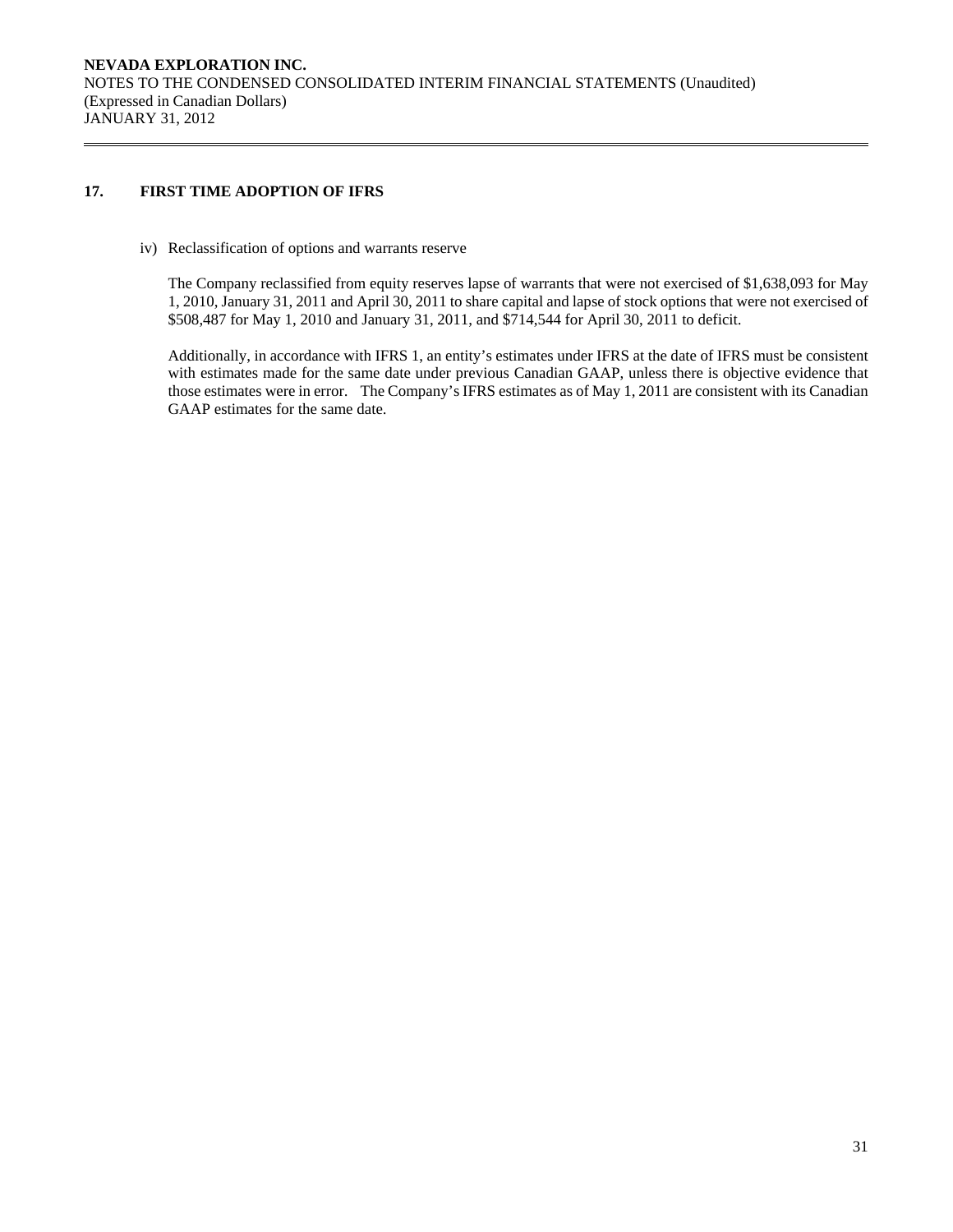## 17. FIRST TIME ADOPTION OF IFRS

iv) Reclassification of options and warrants reserve

The Company reclassified from equity reserves lapse of warrants that were not exercised of $1,638,093 for May 1, 2010, January 31, 2011 and April 30, 2011 to share capital and lapse of stock options that were not exercised of $508,487 for May 1, 2010 and January 31, 2011, and $714,544 for April 30, 2011 to deficit.

Additionally, in accordance with IFRS 1, an entity's estimates under IFRS at the date of IFRS must be consistent with estimates made for the same date under previous Canadian GAAP, unless there is objective evidence that those estimates were in error. The Company's IFRS estimates as of May 1, 2011 are consistent with its Canadian GAAP estimates for the same date.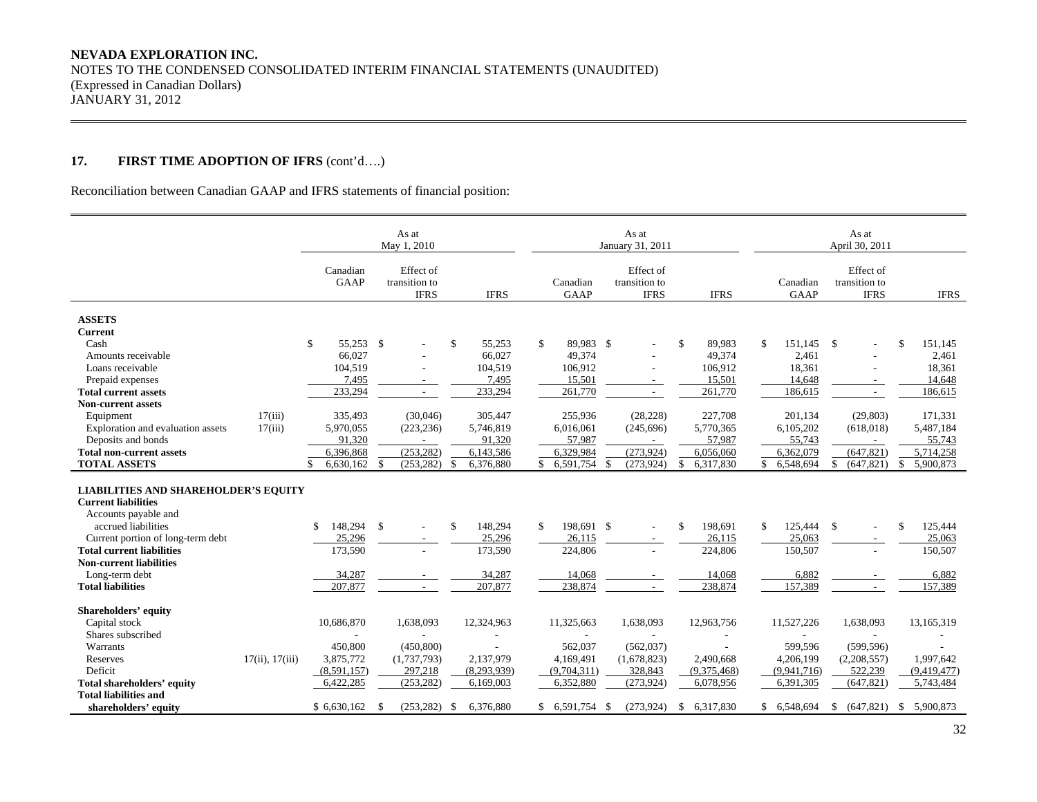**NEVADA EXPLORATION INC.**
NOTES TO THE CONDENSED CONSOLIDATED INTERIM FINANCIAL STATEMENTS (UNAUDITED)
(Expressed in Canadian Dollars)
JANUARY 31, 2012

## 17. FIRST TIME ADOPTION OF IFRS (cont'd….)

Reconciliation between Canadian GAAP and IFRS statements of financial position:

| | | As at May 1, 2010 | | | As at January 31, 2011 | | | As at April 30, 2011 | | |
|---|---|---|---|---|---|---|---|---|---|---|
| | | Canadian GAAP | Effect of transition to IFRS | IFRS | Canadian GAAP | Effect of transition to IFRS | IFRS | Canadian GAAP | Effect of transition to IFRS | IFRS |
| **ASSETS** | | | | | | | | | | |
| **Current** | | | | | | | | | | |
| Cash | | $ 55,253 | $ - | $ 55,253 | $ 89,983 | $ - | $ 89,983 | $ 151,145 | $ - | $ 151,145 |
| Amounts receivable | | 66,027 | - | 66,027 | 49,374 | - | 49,374 | 2,461 | - | 2,461 |
| Loans receivable | | 104,519 | - | 104,519 | 106,912 | - | 106,912 | 18,361 | - | 18,361 |
| Prepaid expenses | | 7,495 | - | 7,495 | 15,501 | - | 15,501 | 14,648 | - | 14,648 |
| **Total current assets** | | 233,294 | - | 233,294 | 261,770 | - | 261,770 | 186,615 | - | 186,615 |
| **Non-current assets** | | | | | | | | | | |
| Equipment | 17(iii) | 335,493 | (30,046) | 305,447 | 255,936 | (28,228) | 227,708 | 201,134 | (29,803) | 171,331 |
| Exploration and evaluation assets | 17(iii) | 5,970,055 | (223,236) | 5,746,819 | 6,016,061 | (245,696) | 5,770,365 | 6,105,202 | (618,018) | 5,487,184 |
| Deposits and bonds | | 91,320 | - | 91,320 | 57,987 | - | 57,987 | 55,743 | - | 55,743 |
| **Total non-current assets** | | 6,396,868 | (253,282) | 6,143,586 | 6,329,984 | (273,924) | 6,056,060 | 6,362,079 | (647,821) | 5,714,258 |
| **TOTAL ASSETS** | | $ 6,630,162 | $ (253,282) | $ 6,376,880 | $ 6,591,754 | $ (273,924) | $ 6,317,830 | $ 6,548,694 | $ (647,821) | $ 5,900,873 |
| **LIABILITIES AND SHAREHOLDER'S EQUITY** | | | | | | | | | | |
| **Current liabilities** | | | | | | | | | | |
| Accounts payable and accrued liabilities | | $ 148,294 | $ - | $ 148,294 | $ 198,691 | $ - | $ 198,691 | $ 125,444 | $ - | $ 125,444 |
| Current portion of long-term debt | | 25,296 | - | 25,296 | 26,115 | - | 26,115 | 25,063 | - | 25,063 |
| **Total current liabilities** | | 173,590 | - | 173,590 | 224,806 | - | 224,806 | 150,507 | - | 150,507 |
| **Non-current liabilities** | | | | | | | | | | |
| Long-term debt | | 34,287 | - | 34,287 | 14,068 | - | 14,068 | 6,882 | - | 6,882 |
| **Total liabilities** | | 207,877 | - | 207,877 | 238,874 | - | 238,874 | 157,389 | - | 157,389 |
| **Shareholders' equity** | | | | | | | | | | |
| Capital stock | | 10,686,870 | 1,638,093 | 12,324,963 | 11,325,663 | 1,638,093 | 12,963,756 | 11,527,226 | 1,638,093 | 13,165,319 |
| Shares subscribed | | - | - | - | - | - | - | - | - | - |
| Warrants | | 450,800 | (450,800) | - | 562,037 | (562,037) | - | 599,596 | (599,596) | - |
| Reserves | 17(ii), 17(iii) | 3,875,772 | (1,737,793) | 2,137,979 | 4,169,491 | (1,678,823) | 2,490,668 | 4,206,199 | (2,208,557) | 1,997,642 |
| Deficit | | (8,591,157) | 297,218 | (8,293,939) | (9,704,311) | 328,843 | (9,375,468) | (9,941,716) | 522,239 | (9,419,477) |
| **Total shareholders' equity** | | 6,422,285 | (253,282) | 6,169,003 | 6,352,880 | (273,924) | 6,078,956 | 6,391,305 | (647,821) | 5,743,484 |
| **Total liabilities and shareholders' equity** | | $ 6,630,162 | $ (253,282) | $ 6,376,880 | $ 6,591,754 | $ (273,924) | $ 6,317,830 | $ 6,548,694 | $ (647,821) | $ 5,900,873 |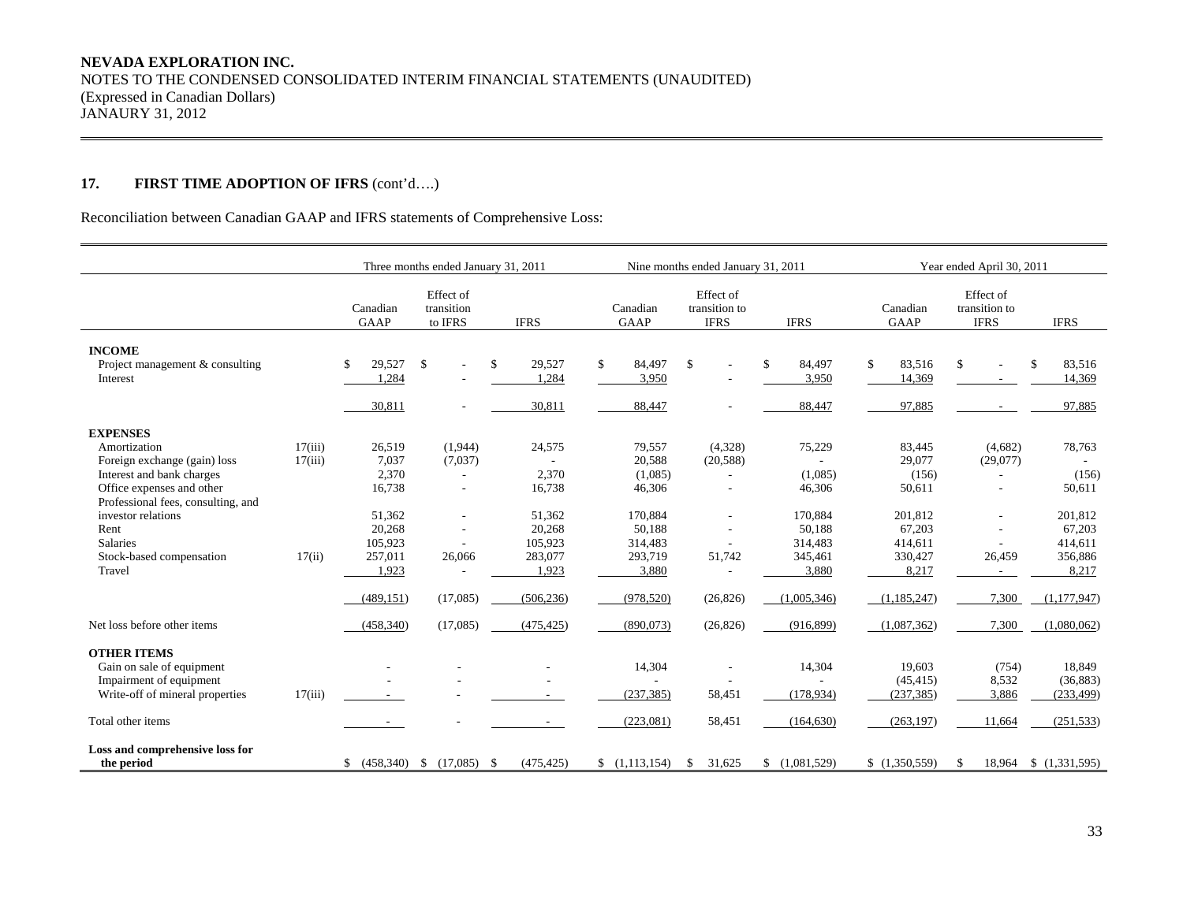**NEVADA EXPLORATION INC.**
NOTES TO THE CONDENSED CONSOLIDATED INTERIM FINANCIAL STATEMENTS (UNAUDITED)
(Expressed in Canadian Dollars)
JANAURY 31, 2012

## 17. FIRST TIME ADOPTION OF IFRS (cont'd….)

Reconciliation between Canadian GAAP and IFRS statements of Comprehensive Loss:

| | | Three months ended January 31, 2011 | | | Nine months ended January 31, 2011 | | | Year ended April 30, 2011 | | |
|---|---|---|---|---|---|---|---|---|---|---|
| | | Canadian GAAP | Effect of transition to IFRS | IFRS | Canadian GAAP | Effect of transition to IFRS | IFRS | Canadian GAAP | Effect of transition to IFRS | IFRS |
| **INCOME** | | | | | | | | | | |
| Project management & consulting | | $ 29,527 | $ - | $ 29,527 | $ 84,497 | $ - | $ 84,497 | $ 83,516 | $ - | $ 83,516 |
| Interest | | 1,284 | - | 1,284 | 3,950 | - | 3,950 | 14,369 | - | 14,369 |
| | | 30,811 | - | 30,811 | 88,447 | - | 88,447 | 97,885 | - | 97,885 |
| **EXPENSES** | | | | | | | | | | |
| Amortization | 17(iii) | 26,519 | (1,944) | 24,575 | 79,557 | (4,328) | 75,229 | 83,445 | (4,682) | 78,763 |
| Foreign exchange (gain) loss | 17(iii) | 7,037 | (7,037) | - | 20,588 | (20,588) | - | 29,077 | (29,077) | - |
| Interest and bank charges | | 2,370 | - | 2,370 | (1,085) | - | (1,085) | (156) | - | (156) |
| Office expenses and other | | 16,738 | - | 16,738 | 46,306 | - | 46,306 | 50,611 | - | 50,611 |
| Professional fees, consulting, and investor relations | | 51,362 | - | 51,362 | 170,884 | - | 170,884 | 201,812 | - | 201,812 |
| Rent | | 20,268 | - | 20,268 | 50,188 | - | 50,188 | 67,203 | - | 67,203 |
| Salaries | | 105,923 | - | 105,923 | 314,483 | - | 314,483 | 414,611 | - | 414,611 |
| Stock-based compensation | 17(ii) | 257,011 | 26,066 | 283,077 | 293,719 | 51,742 | 345,461 | 330,427 | 26,459 | 356,886 |
| Travel | | 1,923 | - | 1,923 | 3,880 | - | 3,880 | 8,217 | - | 8,217 |
| | | (489,151) | (17,085) | (506,236) | (978,520) | (26,826) | (1,005,346) | (1,185,247) | 7,300 | (1,177,947) |
| Net loss before other items | | (458,340) | (17,085) | (475,425) | (890,073) | (26,826) | (916,899) | (1,087,362) | 7,300 | (1,080,062) |
| **OTHER ITEMS** | | | | | | | | | | |
| Gain on sale of equipment | | - | - | - | 14,304 | - | 14,304 | 19,603 | (754) | 18,849 |
| Impairment of equipment | | - | - | - | - | - | - | (45,415) | 8,532 | (36,883) |
| Write-off of mineral properties | 17(iii) | - | - | - | (237,385) | 58,451 | (178,934) | (237,385) | 3,886 | (233,499) |
| Total other items | | - | - | - | (223,081) | 58,451 | (164,630) | (263,197) | 11,664 | (251,533) |
| **Loss and comprehensive loss for the period** | | $ (458,340) | $ (17,085) | $ (475,425) | $ (1,113,154) | $ 31,625 | $ (1,081,529) | $ (1,350,559) | $ 18,964 | $ (1,331,595) |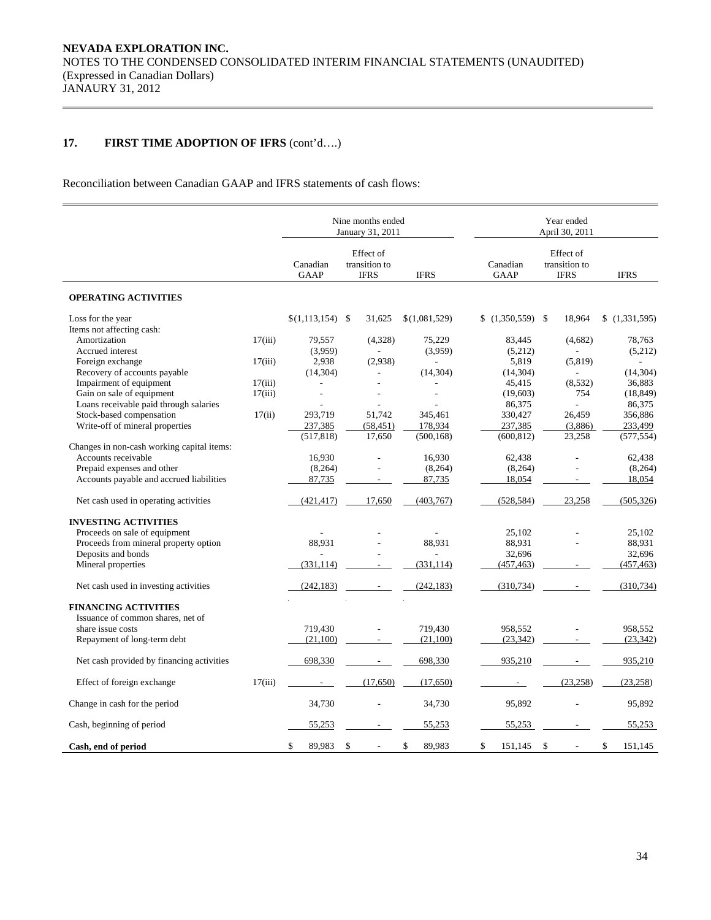**NEVADA EXPLORATION INC.**
NOTES TO THE CONDENSED CONSOLIDATED INTERIM FINANCIAL STATEMENTS (UNAUDITED)
(Expressed in Canadian Dollars)
JANAURY 31, 2012

## 17. FIRST TIME ADOPTION OF IFRS (cont'd….)

Reconciliation between Canadian GAAP and IFRS statements of cash flows:

| | | Nine months ended January 31, 2011 | | | Year ended April 30, 2011 | | |
|---|---|---|---|---|---|---|---|
| | | Canadian GAAP | Effect of transition to IFRS | IFRS | Canadian GAAP | Effect of transition to IFRS | IFRS |
| **OPERATING ACTIVITIES** | | | | | | | |
| Loss for the year | | $(1,113,154) | $ 31,625 | $(1,081,529) | $ (1,350,559) | $ 18,964 | $ (1,331,595) |
| Items not affecting cash: | | | | | | | |
| Amortization | 17(iii) | 79,557 | (4,328) | 75,229 | 83,445 | (4,682) | 78,763 |
| Accrued interest | | (3,959) | - | (3,959) | (5,212) | - | (5,212) |
| Foreign exchange | 17(iii) | 2,938 | (2,938) | - | 5,819 | (5,819) | - |
| Recovery of accounts payable | | (14,304) | - | (14,304) | (14,304) | - | (14,304) |
| Impairment of equipment | 17(iii) | - | - | - | 45,415 | (8,532) | 36,883 |
| Gain on sale of equipment | 17(iii) | - | - | - | (19,603) | 754 | (18,849) |
| Loans receivable paid through salaries | | - | - | - | 86,375 | - | 86,375 |
| Stock-based compensation | 17(ii) | 293,719 | 51,742 | 345,461 | 330,427 | 26,459 | 356,886 |
| Write-off of mineral properties | | 237,385 | (58,451) | 178,934 | 237,385 | (3,886) | 233,499 |
| | | (517,818) | 17,650 | (500,168) | (600,812) | 23,258 | (577,554) |
| Changes in non-cash working capital items: | | | | | | | |
| Accounts receivable | | 16,930 | - | 16,930 | 62,438 | - | 62,438 |
| Prepaid expenses and other | | (8,264) | - | (8,264) | (8,264) | - | (8,264) |
| Accounts payable and accrued liabilities | | 87,735 | - | 87,735 | 18,054 | - | 18,054 |
| Net cash used in operating activities | | (421,417) | 17,650 | (403,767) | (528,584) | 23,258 | (505,326) |
| **INVESTING ACTIVITIES** | | | | | | | |
| Proceeds on sale of equipment | | - | - | - | 25,102 | - | 25,102 |
| Proceeds from mineral property option | | 88,931 | - | 88,931 | 88,931 | - | 88,931 |
| Deposits and bonds | | - | - | - | 32,696 | | 32,696 |
| Mineral properties | | (331,114) | - | (331,114) | (457,463) | - | (457,463) |
| Net cash used in investing activities | | (242,183) | - | (242,183) | (310,734) | - | (310,734) |
| **FINANCING ACTIVITIES** | | | | | | | |
| Issuance of common shares, net of share issue costs | | 719,430 | - | 719,430 | 958,552 | - | 958,552 |
| Repayment of long-term debt | | (21,100) | - | (21,100) | (23,342) | - | (23,342) |
| Net cash provided by financing activities | | 698,330 | - | 698,330 | 935,210 | - | 935,210 |
| Effect of foreign exchange | 17(iii) | - | (17,650) | (17,650) | - | (23,258) | (23,258) |
| Change in cash for the period | | 34,730 | - | 34,730 | 95,892 | - | 95,892 |
| Cash, beginning of period | | 55,253 | - | 55,253 | 55,253 | - | 55,253 |
| **Cash, end of period** | | $ 89,983 | $ - | $ 89,983 | $ 151,145 | $ - | $ 151,145 |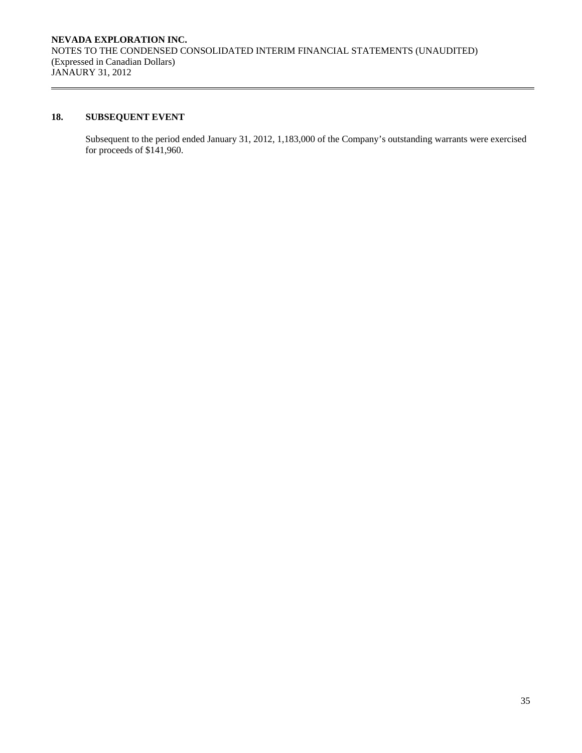## 18. SUBSEQUENT EVENT

Subsequent to the period ended January 31, 2012, 1,183,000 of the Company's outstanding warrants were exercised for proceeds of $141,960.